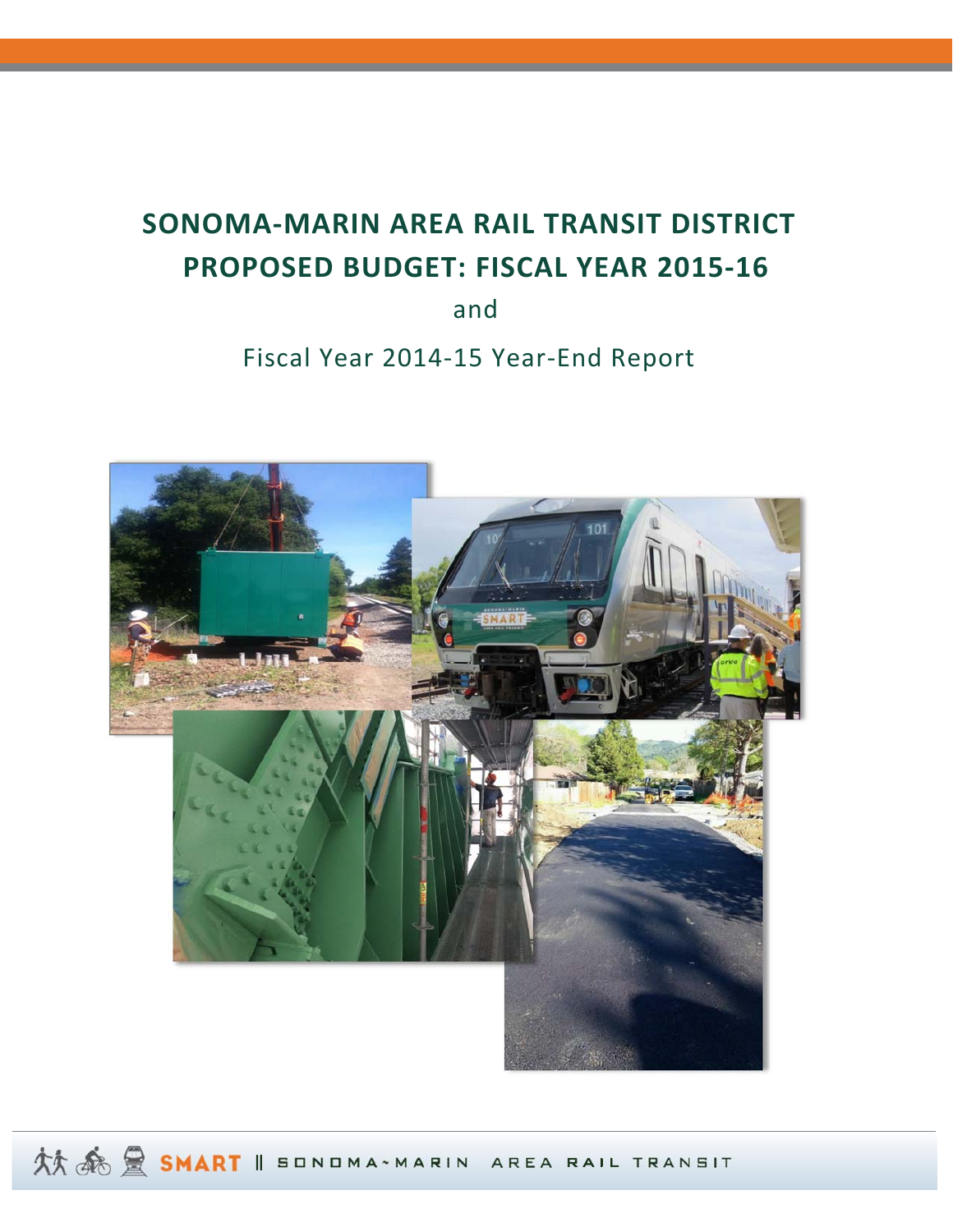# SONOMA-MARIN AREA RAIL TRANSIT DISTRICT PROPOSED BUDGET: FISCAL YEAR 2015-16

and

Fiscal Year 2014-15 Year-End Report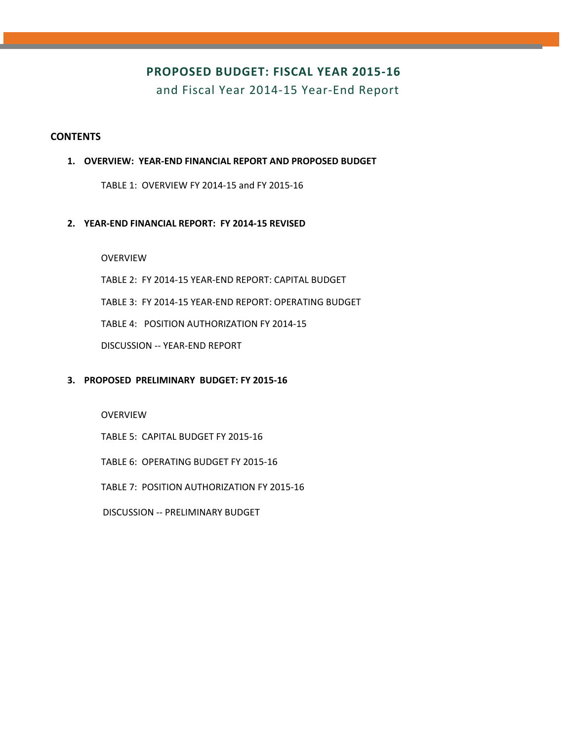# PROPOSED BUDGET: FISCAL YEAR 2015-16

## and Fiscal Year 2014-15 Year-End Report

**CONTENTS**

1. **OVERVIEW: YEAR-END FINANCIAL REPORT AND PROPOSED BUDGET**

   TABLE 1: OVERVIEW FY 2014-15 and FY 2015-16

2. **YEAR-END FINANCIAL REPORT: FY 2014-15 REVISED**

   OVERVIEW

   TABLE 2: FY 2014-15 YEAR-END REPORT: CAPITAL BUDGET

   TABLE 3: FY 2014-15 YEAR-END REPORT: OPERATING BUDGET

   TABLE 4: POSITION AUTHORIZATION FY 2014-15

   DISCUSSION -- YEAR-END REPORT

3. **PROPOSED PRELIMINARY BUDGET: FY 2015-16**

   OVERVIEW

   TABLE 5: CAPITAL BUDGET FY 2015-16

   TABLE 6: OPERATING BUDGET FY 2015-16

   TABLE 7: POSITION AUTHORIZATION FY 2015-16

   DISCUSSION -- PRELIMINARY BUDGET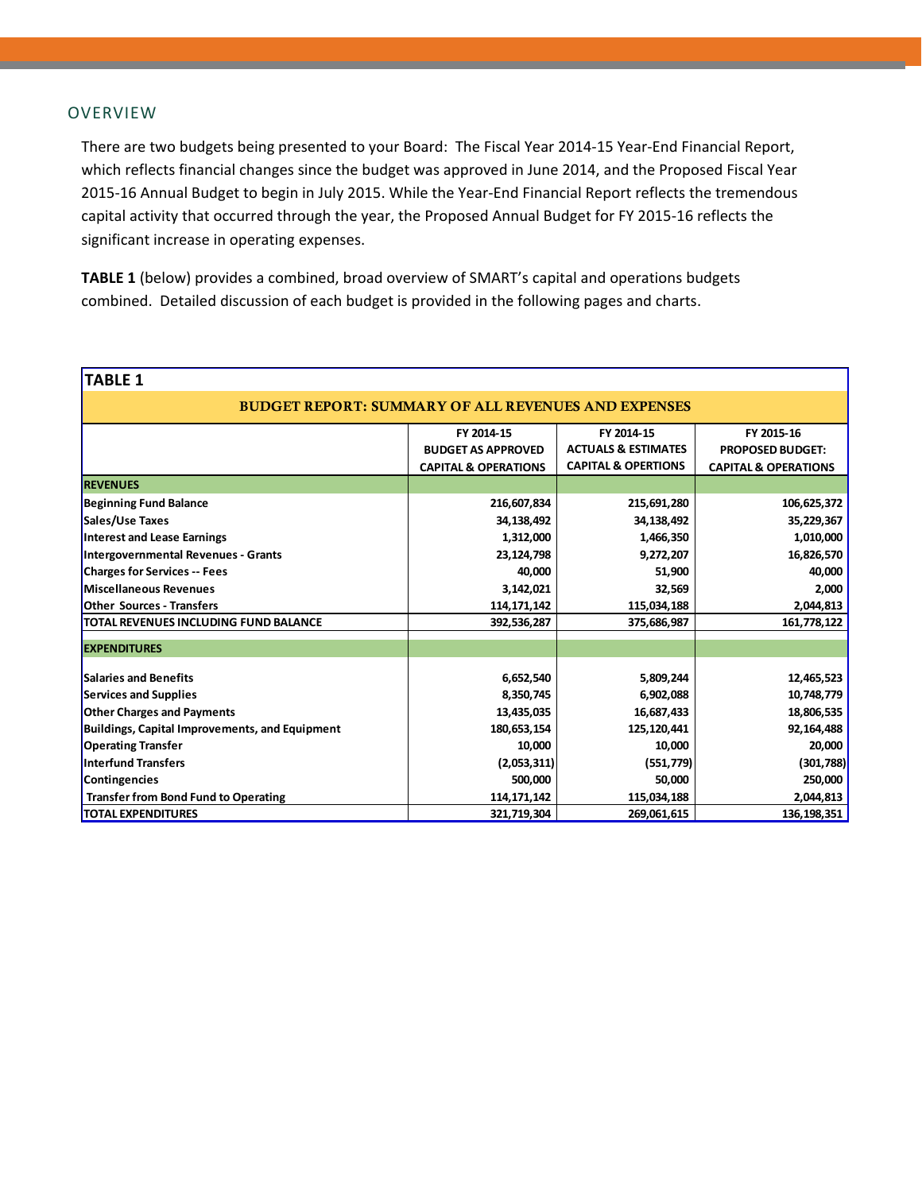## OVERVIEW

There are two budgets being presented to your Board: The Fiscal Year 2014-15 Year-End Financial Report, which reflects financial changes since the budget was approved in June 2014, and the Proposed Fiscal Year 2015-16 Annual Budget to begin in July 2015. While the Year-End Financial Report reflects the tremendous capital activity that occurred through the year, the Proposed Annual Budget for FY 2015-16 reflects the significant increase in operating expenses.

**TABLE 1** (below) provides a combined, broad overview of SMART's capital and operations budgets combined. Detailed discussion of each budget is provided in the following pages and charts.

**TABLE 1**

**BUDGET REPORT: SUMMARY OF ALL REVENUES AND EXPENSES**

| | FY 2014-15 BUDGET AS APPROVED CAPITAL & OPERATIONS | FY 2014-15 ACTUALS & ESTIMATES CAPITAL & OPERTIONS | FY 2015-16 PROPOSED BUDGET: CAPITAL & OPERATIONS |
|---|---|---|---|
| **REVENUES** | | | |
| Beginning Fund Balance | 216,607,834 | 215,691,280 | 106,625,372 |
| Sales/Use Taxes | 34,138,492 | 34,138,492 | 35,229,367 |
| Interest and Lease Earnings | 1,312,000 | 1,466,350 | 1,010,000 |
| Intergovernmental Revenues - Grants | 23,124,798 | 9,272,207 | 16,826,570 |
| Charges for Services -- Fees | 40,000 | 51,900 | 40,000 |
| Miscellaneous Revenues | 3,142,021 | 32,569 | 2,000 |
| Other Sources - Transfers | 114,171,142 | 115,034,188 | 2,044,813 |
| TOTAL REVENUES INCLUDING FUND BALANCE | 392,536,287 | 375,686,987 | 161,778,122 |
| **EXPENDITURES** | | | |
| Salaries and Benefits | 6,652,540 | 5,809,244 | 12,465,523 |
| Services and Supplies | 8,350,745 | 6,902,088 | 10,748,779 |
| Other Charges and Payments | 13,435,035 | 16,687,433 | 18,806,535 |
| Buildings, Capital Improvements, and Equipment | 180,653,154 | 125,120,441 | 92,164,488 |
| Operating Transfer | 10,000 | 10,000 | 20,000 |
| Interfund Transfers | (2,053,311) | (551,779) | (301,788) |
| Contingencies | 500,000 | 50,000 | 250,000 |
| Transfer from Bond Fund to Operating | 114,171,142 | 115,034,188 | 2,044,813 |
| TOTAL EXPENDITURES | 321,719,304 | 269,061,615 | 136,198,351 |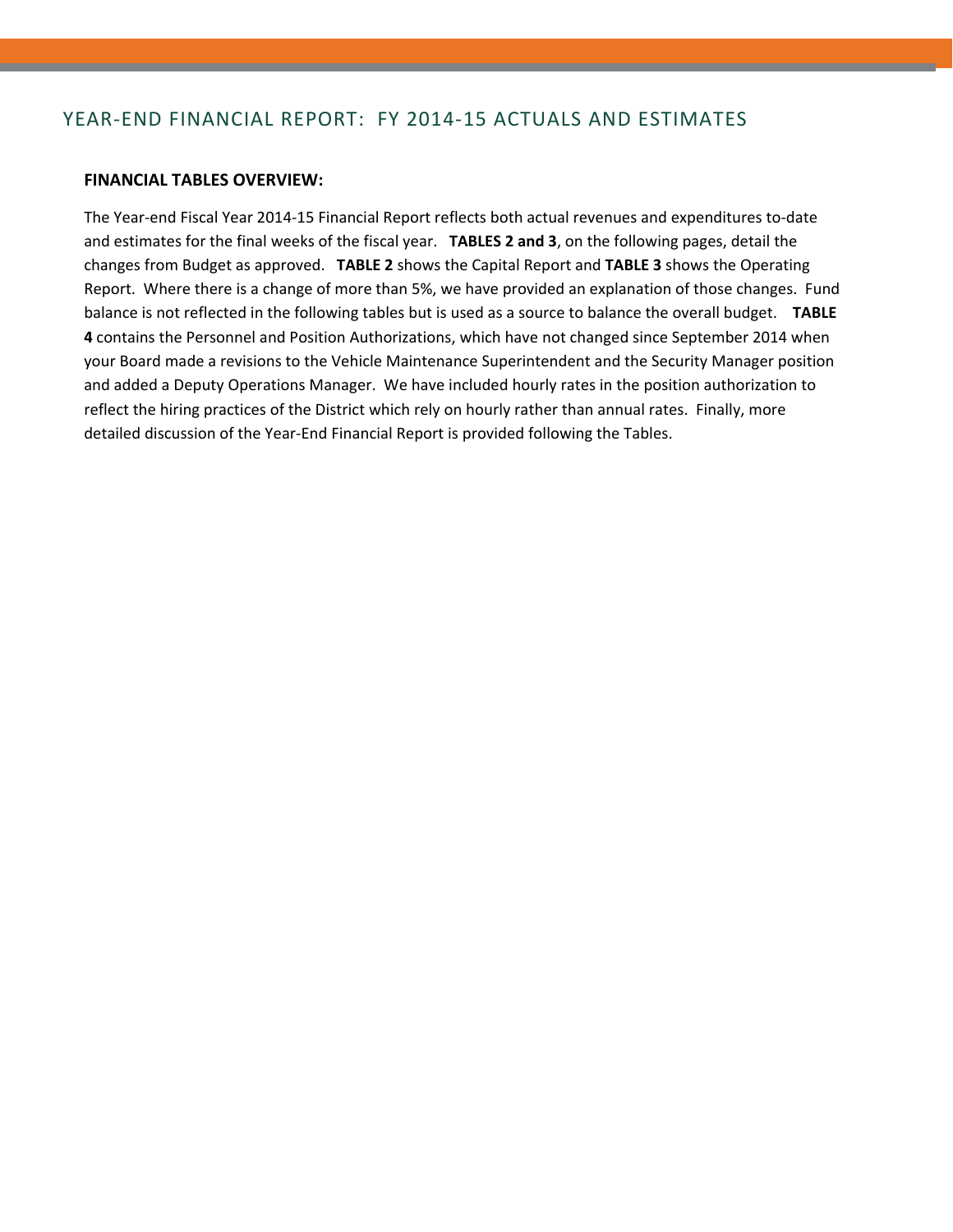## YEAR-END FINANCIAL REPORT: FY 2014-15 ACTUALS AND ESTIMATES

**FINANCIAL TABLES OVERVIEW:**

The Year-end Fiscal Year 2014-15 Financial Report reflects both actual revenues and expenditures to-date and estimates for the final weeks of the fiscal year. **TABLES 2 and 3**, on the following pages, detail the changes from Budget as approved. **TABLE 2** shows the Capital Report and **TABLE 3** shows the Operating Report. Where there is a change of more than 5%, we have provided an explanation of those changes. Fund balance is not reflected in the following tables but is used as a source to balance the overall budget. **TABLE 4** contains the Personnel and Position Authorizations, which have not changed since September 2014 when your Board made a revisions to the Vehicle Maintenance Superintendent and the Security Manager position and added a Deputy Operations Manager. We have included hourly rates in the position authorization to reflect the hiring practices of the District which rely on hourly rather than annual rates. Finally, more detailed discussion of the Year-End Financial Report is provided following the Tables.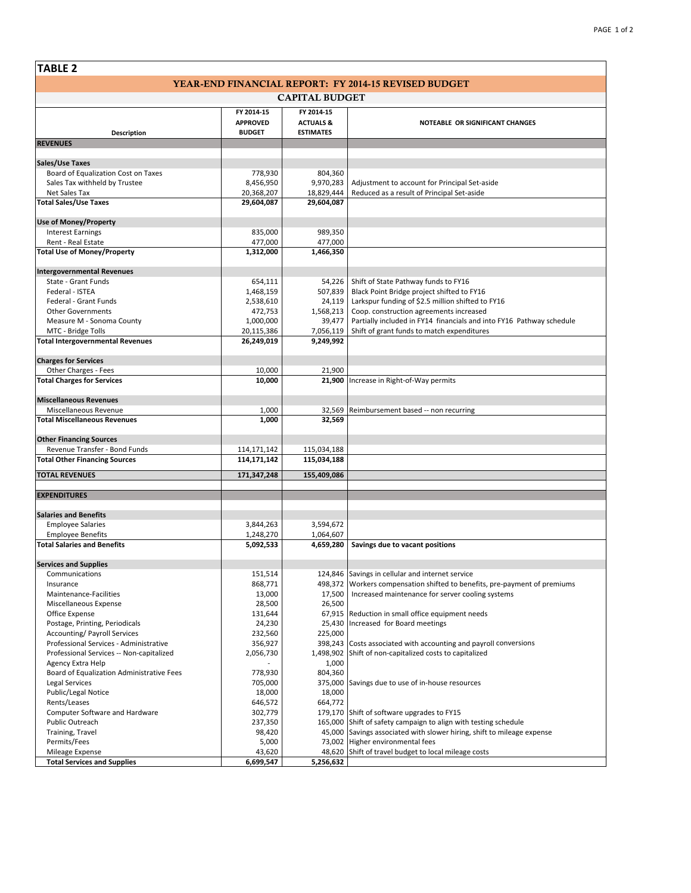## TABLE 2

### YEAR-END FINANCIAL REPORT: FY 2014-15 REVISED BUDGET

### CAPITAL BUDGET

| Description | FY 2014-15 APPROVED BUDGET | FY 2014-15 ACTUALS & ESTIMATES | NOTEABLE OR SIGNIFICANT CHANGES |
|---|---|---|---|
| **REVENUES** | | | |
| **Sales/Use Taxes** | | | |
| Board of Equalization Cost on Taxes | 778,930 | 804,360 | |
| Sales Tax withheld by Trustee | 8,456,950 | 9,970,283 | Adjustment to account for Principal Set-aside |
| Net Sales Tax | 20,368,207 | 18,829,444 | Reduced as a result of Principal Set-aside |
| **Total Sales/Use Taxes** | **29,604,087** | **29,604,087** | |
| **Use of Money/Property** | | | |
| Interest Earnings | 835,000 | 989,350 | |
| Rent - Real Estate | 477,000 | 477,000 | |
| **Total Use of Money/Property** | **1,312,000** | **1,466,350** | |
| **Intergovernmental Revenues** | | | |
| State - Grant Funds | 654,111 | 54,226 | Shift of State Pathway funds to FY16 |
| Federal - ISTEA | 1,468,159 | 507,839 | Black Point Bridge project shifted to FY16 |
| Federal - Grant Funds | 2,538,610 | 24,119 | Larkspur funding of $2.5 million shifted to FY16 |
| Other Governments | 472,753 | 1,568,213 | Coop. construction agreements increased |
| Measure M - Sonoma County | 1,000,000 | 39,477 | Partially included in FY14 financials and into FY16 Pathway schedule |
| MTC - Bridge Tolls | 20,115,386 | 7,056,119 | Shift of grant funds to match expenditures |
| **Total Intergovernmental Revenues** | **26,249,019** | **9,249,992** | |
| **Charges for Services** | | | |
| Other Charges - Fees | 10,000 | 21,900 | |
| **Total Charges for Services** | **10,000** | **21,900** | Increase in Right-of-Way permits |
| **Miscellaneous Revenues** | | | |
| Miscellaneous Revenue | 1,000 | 32,569 | Reimbursement based -- non recurring |
| **Total Miscellaneous Revenues** | **1,000** | **32,569** | |
| **Other Financing Sources** | | | |
| Revenue Transfer - Bond Funds | 114,171,142 | 115,034,188 | |
| **Total Other Financing Sources** | **114,171,142** | **115,034,188** | |
| **TOTAL REVENUES** | **171,347,248** | **155,409,086** | |
| **EXPENDITURES** | | | |
| **Salaries and Benefits** | | | |
| Employee Salaries | 3,844,263 | 3,594,672 | |
| Employee Benefits | 1,248,270 | 1,064,607 | |
| **Total Salaries and Benefits** | **5,092,533** | **4,659,280** | **Savings due to vacant positions** |
| **Services and Supplies** | | | |
| Communications | 151,514 | 124,846 | Savings in cellular and internet service |
| Insurance | 868,771 | 498,372 | Workers compensation shifted to benefits, pre-payment of premiums |
| Maintenance-Facilities | 13,000 | 17,500 | Increased maintenance for server cooling systems |
| Miscellaneous Expense | 28,500 | 26,500 | |
| Office Expense | 131,644 | 67,915 | Reduction in small office equipment needs |
| Postage, Printing, Periodicals | 24,230 | 25,430 | Increased for Board meetings |
| Accounting/ Payroll Services | 232,560 | 225,000 | |
| Professional Services - Administrative | 356,927 | 398,243 | Costs associated with accounting and payroll conversions |
| Professional Services -- Non-capitalized | 2,056,730 | 1,498,902 | Shift of non-capitalized costs to capitalized |
| Agency Extra Help | - | 1,000 | |
| Board of Equalization Administrative Fees | 778,930 | 804,360 | |
| Legal Services | 705,000 | 375,000 | Savings due to use of in-house resources |
| Public/Legal Notice | 18,000 | 18,000 | |
| Rents/Leases | 646,572 | 664,772 | |
| Computer Software and Hardware | 302,779 | 179,170 | Shift of software upgrades to FY15 |
| Public Outreach | 237,350 | 165,000 | Shift of safety campaign to align with testing schedule |
| Training, Travel | 98,420 | 45,000 | Savings associated with slower hiring, shift to mileage expense |
| Permits/Fees | 5,000 | 73,002 | Higher environmental fees |
| Mileage Expense | 43,620 | 48,620 | Shift of travel budget to local mileage costs |
| **Total Services and Supplies** | **6,699,547** | **5,256,632** | |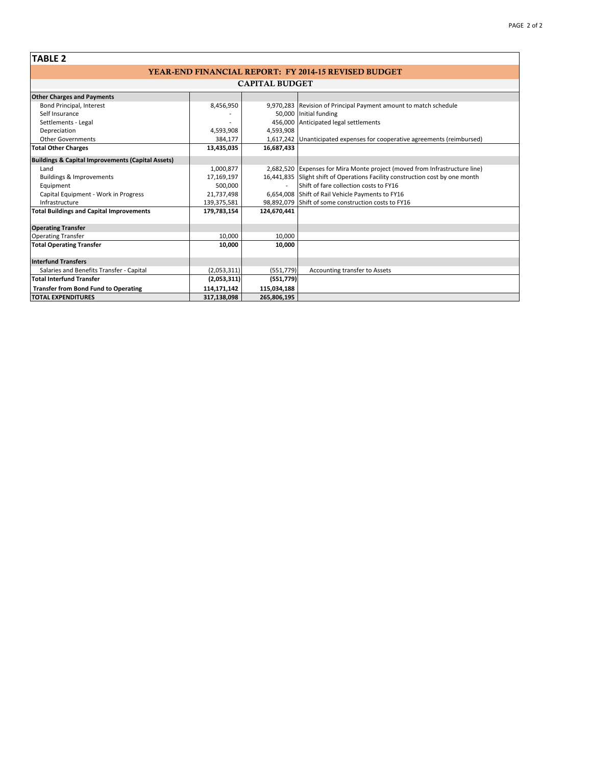## TABLE 2

| YEAR-END FINANCIAL REPORT: FY 2014-15 REVISED BUDGET | | | |
|---|---|---|---|
| **CAPITAL BUDGET** | | | |
| **Other Charges and Payments** | | | |
| Bond Principal, Interest | 8,456,950 | 9,970,283 | Revision of Principal Payment amount to match schedule |
| Self Insurance | - | 50,000 | Initial funding |
| Settlements - Legal | - | 456,000 | Anticipated legal settlements |
| Depreciation | 4,593,908 | 4,593,908 | |
| Other Governments | 384,177 | 1,617,242 | Unanticipated expenses for cooperative agreements (reimbursed) |
| **Total Other Charges** | **13,435,035** | **16,687,433** | |
| **Buildings & Capital Improvements (Capital Assets)** | | | |
| Land | 1,000,877 | 2,682,520 | Expenses for Mira Monte project (moved from Infrastructure line) |
| Buildings & Improvements | 17,169,197 | 16,441,835 | Slight shift of Operations Facility construction cost by one month |
| Equipment | 500,000 | - | Shift of fare collection costs to FY16 |
| Capital Equipment - Work in Progress | 21,737,498 | 6,654,008 | Shift of Rail Vehicle Payments to FY16 |
| Infrastructure | 139,375,581 | 98,892,079 | Shift of some construction costs to FY16 |
| **Total Buildings and Capital Improvements** | **179,783,154** | **124,670,441** | |
| **Operating Transfer** | | | |
| Operating Transfer | 10,000 | 10,000 | |
| **Total Operating Transfer** | **10,000** | **10,000** | |
| **Interfund Transfers** | | | |
| Salaries and Benefits Transfer - Capital | (2,053,311) | (551,779) | Accounting transfer to Assets |
| **Total Interfund Transfer** | **(2,053,311)** | **(551,779)** | |
| **Transfer from Bond Fund to Operating** | **114,171,142** | **115,034,188** | |
| **TOTAL EXPENDITURES** | **317,138,098** | **265,806,195** | |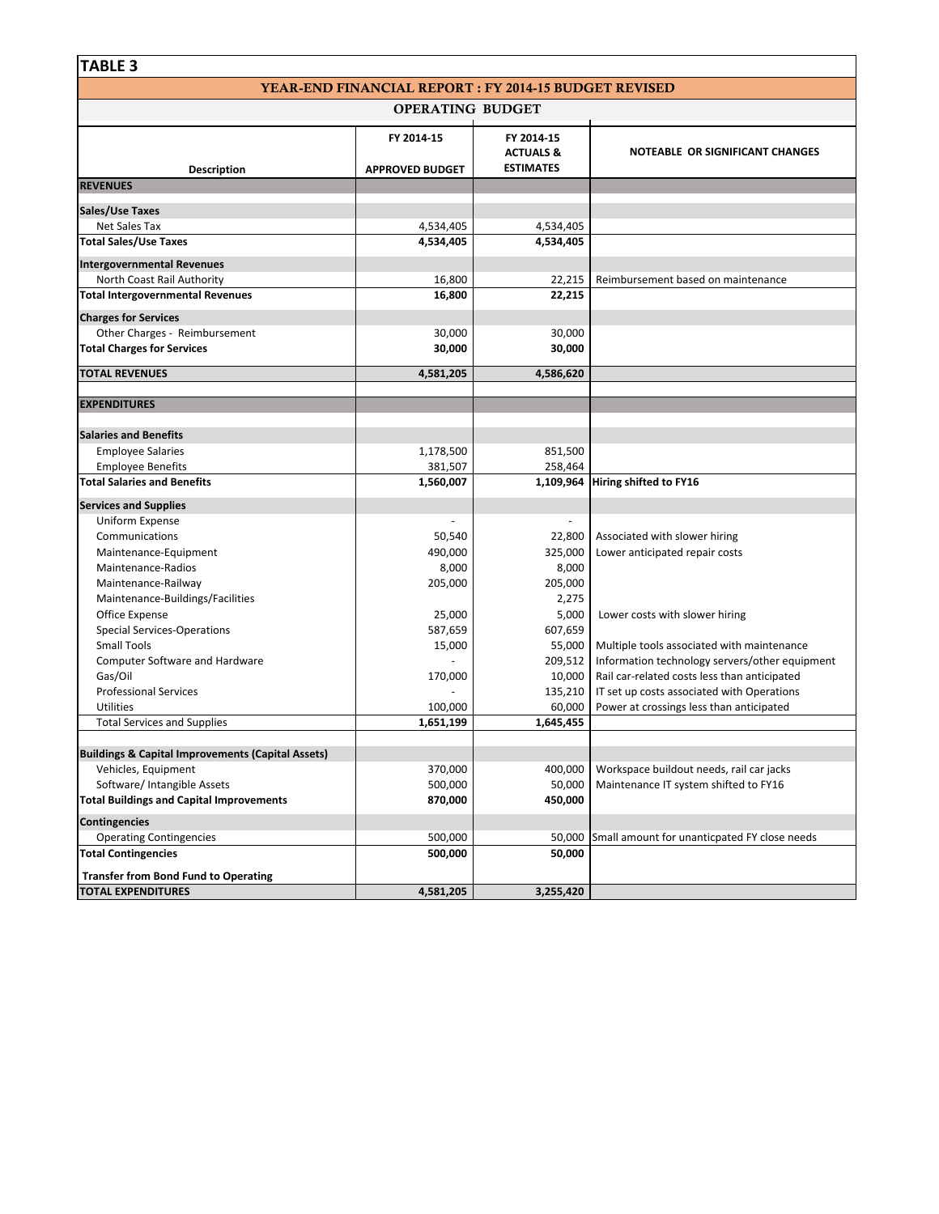## TABLE 3

### YEAR-END FINANCIAL REPORT : FY 2014-15 BUDGET REVISED

### OPERATING BUDGET

| Description | FY 2014-15 APPROVED BUDGET | FY 2014-15 ACTUALS & ESTIMATES | NOTEABLE OR SIGNIFICANT CHANGES |
|---|---|---|---|
| **REVENUES** | | | |
| **Sales/Use Taxes** | | | |
| Net Sales Tax | 4,534,405 | 4,534,405 | |
| **Total Sales/Use Taxes** | **4,534,405** | **4,534,405** | |
| **Intergovernmental Revenues** | | | |
| North Coast Rail Authority | 16,800 | 22,215 | Reimbursement based on maintenance |
| **Total Intergovernmental Revenues** | **16,800** | **22,215** | |
| **Charges for Services** | | | |
| Other Charges - Reimbursement | 30,000 | 30,000 | |
| **Total Charges for Services** | **30,000** | **30,000** | |
| **TOTAL REVENUES** | **4,581,205** | **4,586,620** | |
| **EXPENDITURES** | | | |
| **Salaries and Benefits** | | | |
| Employee Salaries | 1,178,500 | 851,500 | |
| Employee Benefits | 381,507 | 258,464 | |
| **Total Salaries and Benefits** | **1,560,007** | **1,109,964** | **Hiring shifted to FY16** |
| **Services and Supplies** | | | |
| Uniform Expense | - | - | |
| Communications | 50,540 | 22,800 | Associated with slower hiring |
| Maintenance-Equipment | 490,000 | 325,000 | Lower anticipated repair costs |
| Maintenance-Radios | 8,000 | 8,000 | |
| Maintenance-Railway | 205,000 | 205,000 | |
| Maintenance-Buildings/Facilities | | 2,275 | |
| Office Expense | 25,000 | 5,000 | Lower costs with slower hiring |
| Special Services-Operations | 587,659 | 607,659 | |
| Small Tools | 15,000 | 55,000 | Multiple tools associated with maintenance |
| Computer Software and Hardware | - | 209,512 | Information technology servers/other equipment |
| Gas/Oil | 170,000 | 10,000 | Rail car-related costs less than anticipated |
| Professional Services | - | 135,210 | IT set up costs associated with Operations |
| Utilities | 100,000 | 60,000 | Power at crossings less than anticipated |
| Total Services and Supplies | **1,651,199** | **1,645,455** | |
| **Buildings & Capital Improvements (Capital Assets)** | | | |
| Vehicles, Equipment | 370,000 | 400,000 | Workspace buildout needs, rail car jacks |
| Software/ Intangible Assets | 500,000 | 50,000 | Maintenance IT system shifted to FY16 |
| **Total Buildings and Capital Improvements** | **870,000** | **450,000** | |
| **Contingencies** | | | |
| Operating Contingencies | 500,000 | 50,000 | Small amount for unanticpated FY close needs |
| **Total Contingencies** | **500,000** | **50,000** | |
| **Transfer from Bond Fund to Operating** | | | |
| **TOTAL EXPENDITURES** | **4,581,205** | **3,255,420** | |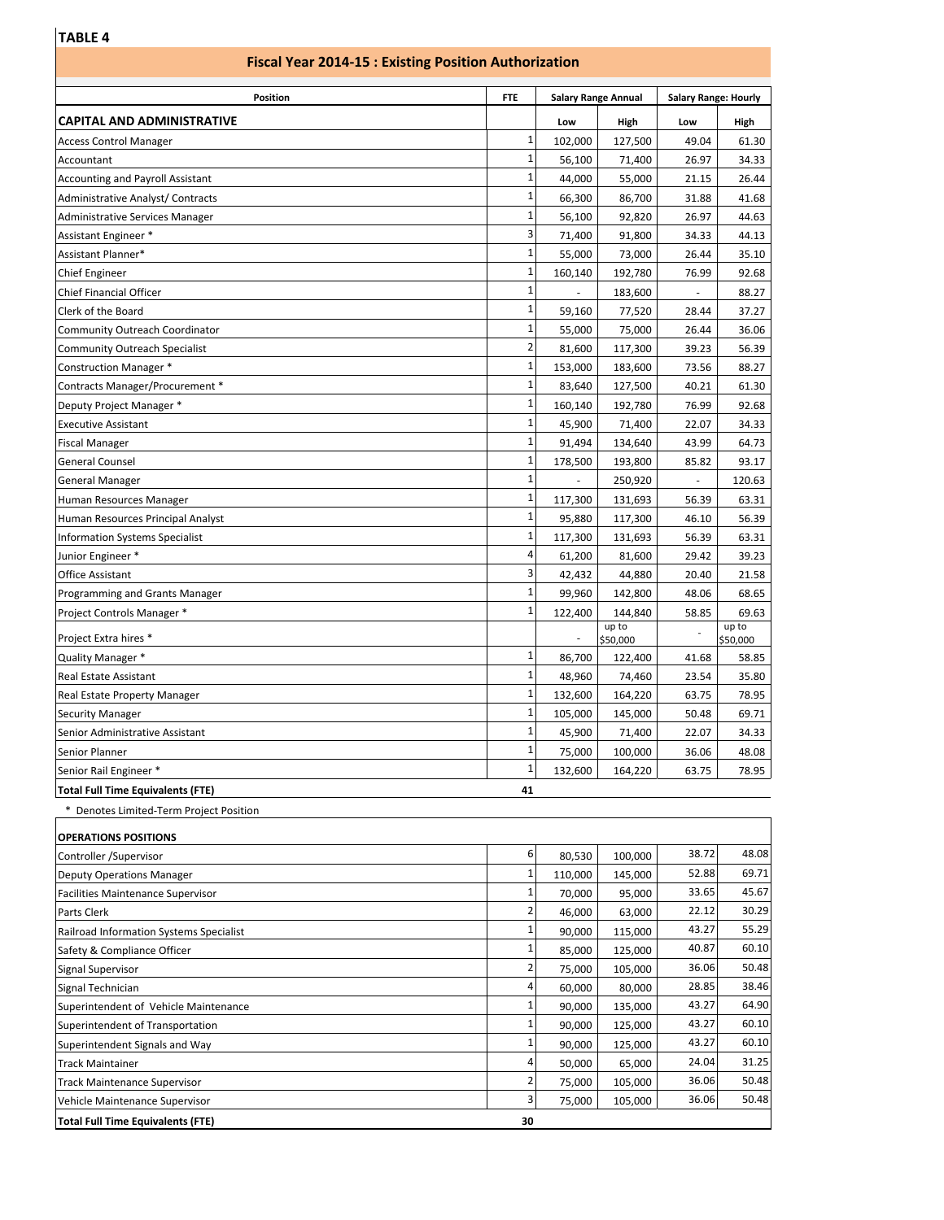**TABLE 4**

## Fiscal Year 2014-15 : Existing Position Authorization

| Position | FTE | Salary Range Annual | | Salary Range: Hourly | |
|---|---|---|---|---|---|
| **CAPITAL AND ADMINISTRATIVE** | | Low | High | Low | High |
| Access Control Manager | 1 | 102,000 | 127,500 | 49.04 | 61.30 |
| Accountant | 1 | 56,100 | 71,400 | 26.97 | 34.33 |
| Accounting and Payroll Assistant | 1 | 44,000 | 55,000 | 21.15 | 26.44 |
| Administrative Analyst/ Contracts | 1 | 66,300 | 86,700 | 31.88 | 41.68 |
| Administrative Services Manager | 1 | 56,100 | 92,820 | 26.97 | 44.63 |
| Assistant Engineer * | 3 | 71,400 | 91,800 | 34.33 | 44.13 |
| Assistant Planner* | 1 | 55,000 | 73,000 | 26.44 | 35.10 |
| Chief Engineer | 1 | 160,140 | 192,780 | 76.99 | 92.68 |
| Chief Financial Officer | 1 | - | 183,600 | - | 88.27 |
| Clerk of the Board | 1 | 59,160 | 77,520 | 28.44 | 37.27 |
| Community Outreach Coordinator | 1 | 55,000 | 75,000 | 26.44 | 36.06 |
| Community Outreach Specialist | 2 | 81,600 | 117,300 | 39.23 | 56.39 |
| Construction Manager * | 1 | 153,000 | 183,600 | 73.56 | 88.27 |
| Contracts Manager/Procurement * | 1 | 83,640 | 127,500 | 40.21 | 61.30 |
| Deputy Project Manager * | 1 | 160,140 | 192,780 | 76.99 | 92.68 |
| Executive Assistant | 1 | 45,900 | 71,400 | 22.07 | 34.33 |
| Fiscal Manager | 1 | 91,494 | 134,640 | 43.99 | 64.73 |
| General Counsel | 1 | 178,500 | 193,800 | 85.82 | 93.17 |
| General Manager | 1 | - | 250,920 | - | 120.63 |
| Human Resources Manager | 1 | 117,300 | 131,693 | 56.39 | 63.31 |
| Human Resources Principal Analyst | 1 | 95,880 | 117,300 | 46.10 | 56.39 |
| Information Systems Specialist | 1 | 117,300 | 131,693 | 56.39 | 63.31 |
| Junior Engineer * | 4 | 61,200 | 81,600 | 29.42 | 39.23 |
| Office Assistant | 3 | 42,432 | 44,880 | 20.40 | 21.58 |
| Programming and Grants Manager | 1 | 99,960 | 142,800 | 48.06 | 68.65 |
| Project Controls Manager * | 1 | 122,400 | 144,840 | 58.85 | 69.63 |
| Project Extra hires * | | - | up to $50,000 | - | up to $50,000 |
| Quality Manager * | 1 | 86,700 | 122,400 | 41.68 | 58.85 |
| Real Estate Assistant | 1 | 48,960 | 74,460 | 23.54 | 35.80 |
| Real Estate Property Manager | 1 | 132,600 | 164,220 | 63.75 | 78.95 |
| Security Manager | 1 | 105,000 | 145,000 | 50.48 | 69.71 |
| Senior Administrative Assistant | 1 | 45,900 | 71,400 | 22.07 | 34.33 |
| Senior Planner | 1 | 75,000 | 100,000 | 36.06 | 48.08 |
| Senior Rail Engineer * | 1 | 132,600 | 164,220 | 63.75 | 78.95 |
| **Total Full Time Equivalents (FTE)** | **41** | | | | |

\* Denotes Limited-Term Project Position

| Position | FTE | Low | High | Low | High |
|---|---|---|---|---|---|
| **OPERATIONS POSITIONS** | | | | | |
| Controller /Supervisor | 6 | 80,530 | 100,000 | 38.72 | 48.08 |
| Deputy Operations Manager | 1 | 110,000 | 145,000 | 52.88 | 69.71 |
| Facilities Maintenance Supervisor | 1 | 70,000 | 95,000 | 33.65 | 45.67 |
| Parts Clerk | 2 | 46,000 | 63,000 | 22.12 | 30.29 |
| Railroad Information Systems Specialist | 1 | 90,000 | 115,000 | 43.27 | 55.29 |
| Safety & Compliance Officer | 1 | 85,000 | 125,000 | 40.87 | 60.10 |
| Signal Supervisor | 2 | 75,000 | 105,000 | 36.06 | 50.48 |
| Signal Technician | 4 | 60,000 | 80,000 | 28.85 | 38.46 |
| Superintendent of Vehicle Maintenance | 1 | 90,000 | 135,000 | 43.27 | 64.90 |
| Superintendent of Transportation | 1 | 90,000 | 125,000 | 43.27 | 60.10 |
| Superintendent Signals and Way | 1 | 90,000 | 125,000 | 43.27 | 60.10 |
| Track Maintainer | 4 | 50,000 | 65,000 | 24.04 | 31.25 |
| Track Maintenance Supervisor | 2 | 75,000 | 105,000 | 36.06 | 50.48 |
| Vehicle Maintenance Supervisor | 3 | 75,000 | 105,000 | 36.06 | 50.48 |
| **Total Full Time Equivalents (FTE)** | **30** | | | | |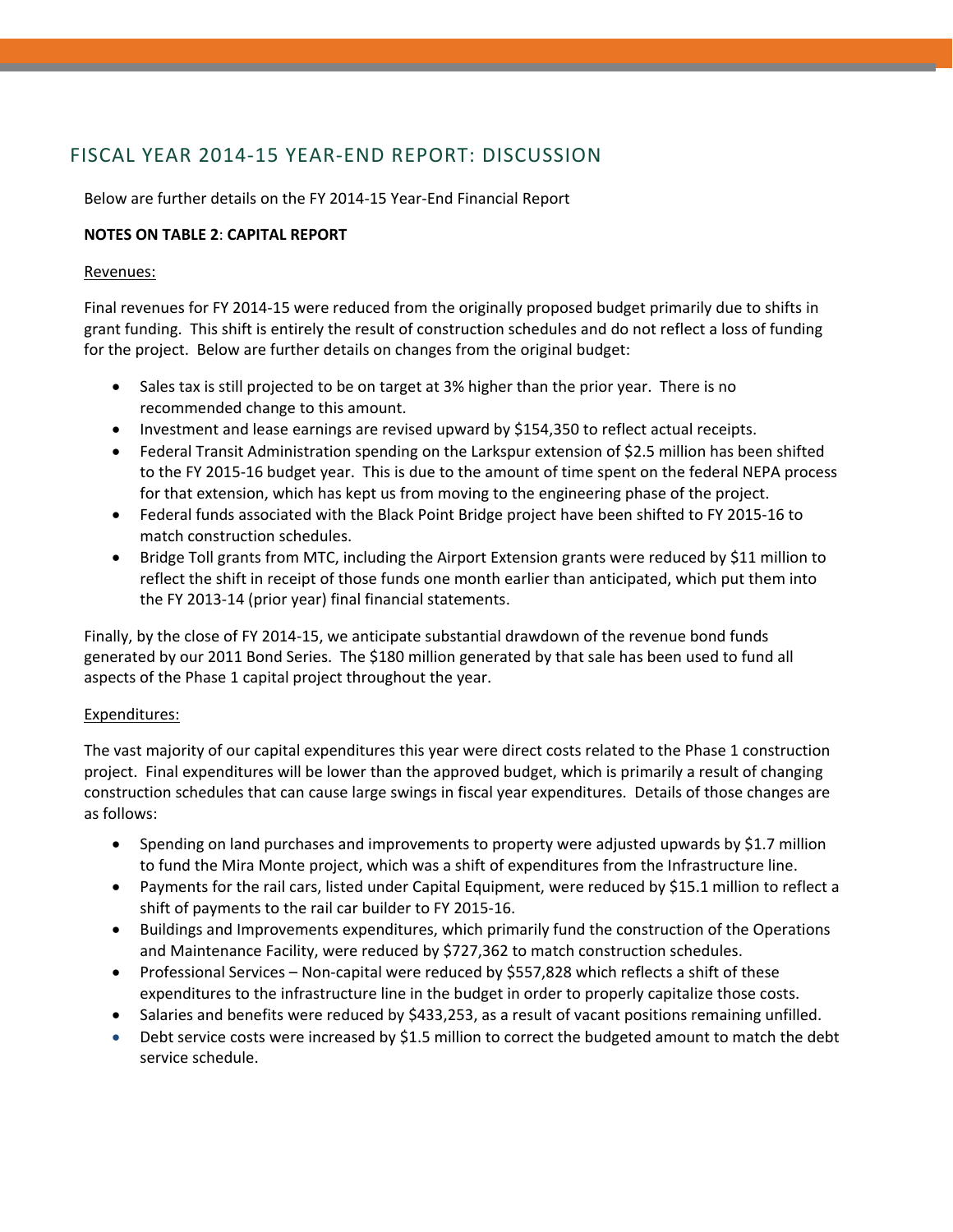## FISCAL YEAR 2014-15 YEAR-END REPORT: DISCUSSION

Below are further details on the FY 2014-15 Year-End Financial Report

**NOTES ON TABLE 2**: **CAPITAL REPORT**

Revenues:

Final revenues for FY 2014-15 were reduced from the originally proposed budget primarily due to shifts in grant funding. This shift is entirely the result of construction schedules and do not reflect a loss of funding for the project. Below are further details on changes from the original budget:

- Sales tax is still projected to be on target at 3% higher than the prior year. There is no recommended change to this amount.
- Investment and lease earnings are revised upward by $154,350 to reflect actual receipts.
- Federal Transit Administration spending on the Larkspur extension of $2.5 million has been shifted to the FY 2015-16 budget year. This is due to the amount of time spent on the federal NEPA process for that extension, which has kept us from moving to the engineering phase of the project.
- Federal funds associated with the Black Point Bridge project have been shifted to FY 2015-16 to match construction schedules.
- Bridge Toll grants from MTC, including the Airport Extension grants were reduced by $11 million to reflect the shift in receipt of those funds one month earlier than anticipated, which put them into the FY 2013-14 (prior year) final financial statements.

Finally, by the close of FY 2014-15, we anticipate substantial drawdown of the revenue bond funds generated by our 2011 Bond Series. The $180 million generated by that sale has been used to fund all aspects of the Phase 1 capital project throughout the year.

Expenditures:

The vast majority of our capital expenditures this year were direct costs related to the Phase 1 construction project. Final expenditures will be lower than the approved budget, which is primarily a result of changing construction schedules that can cause large swings in fiscal year expenditures. Details of those changes are as follows:

- Spending on land purchases and improvements to property were adjusted upwards by $1.7 million to fund the Mira Monte project, which was a shift of expenditures from the Infrastructure line.
- Payments for the rail cars, listed under Capital Equipment, were reduced by $15.1 million to reflect a shift of payments to the rail car builder to FY 2015-16.
- Buildings and Improvements expenditures, which primarily fund the construction of the Operations and Maintenance Facility, were reduced by $727,362 to match construction schedules.
- Professional Services – Non-capital were reduced by $557,828 which reflects a shift of these expenditures to the infrastructure line in the budget in order to properly capitalize those costs.
- Salaries and benefits were reduced by $433,253, as a result of vacant positions remaining unfilled.
- Debt service costs were increased by $1.5 million to correct the budgeted amount to match the debt service schedule.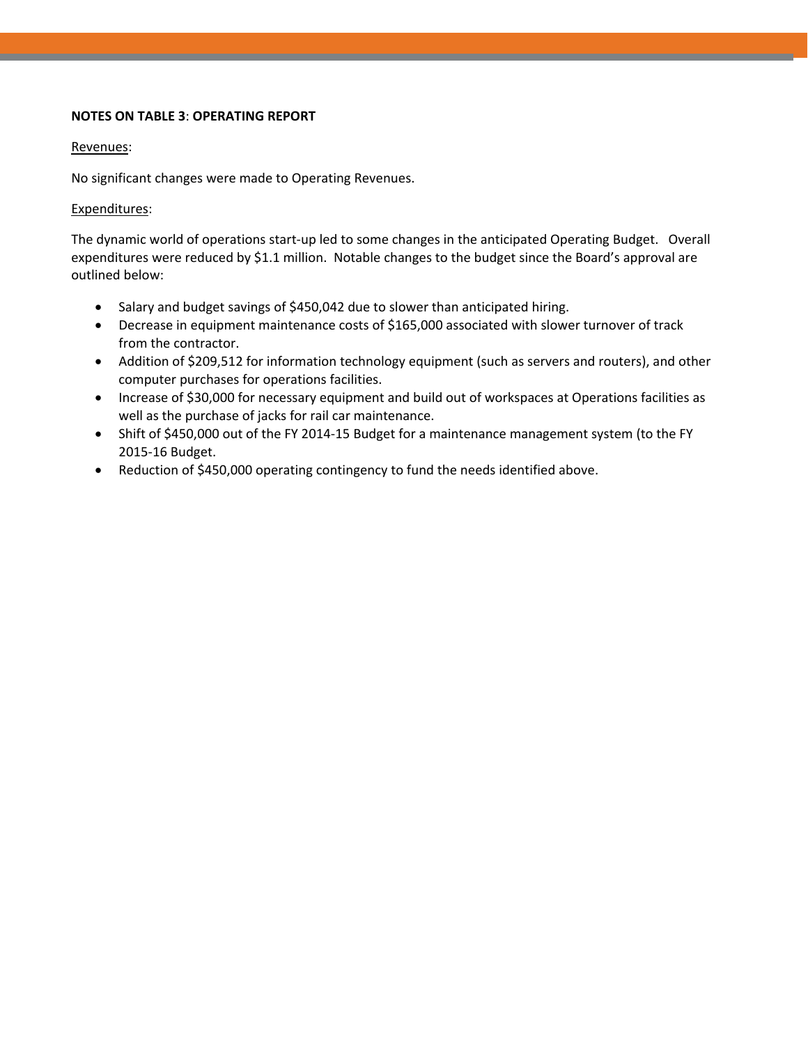**NOTES ON TABLE 3**: **OPERATING REPORT**

Revenues:

No significant changes were made to Operating Revenues.

Expenditures:

The dynamic world of operations start-up led to some changes in the anticipated Operating Budget. Overall expenditures were reduced by $1.1 million. Notable changes to the budget since the Board's approval are outlined below:

- Salary and budget savings of $450,042 due to slower than anticipated hiring.
- Decrease in equipment maintenance costs of $165,000 associated with slower turnover of track from the contractor.
- Addition of $209,512 for information technology equipment (such as servers and routers), and other computer purchases for operations facilities.
- Increase of $30,000 for necessary equipment and build out of workspaces at Operations facilities as well as the purchase of jacks for rail car maintenance.
- Shift of $450,000 out of the FY 2014-15 Budget for a maintenance management system (to the FY 2015-16 Budget.
- Reduction of $450,000 operating contingency to fund the needs identified above.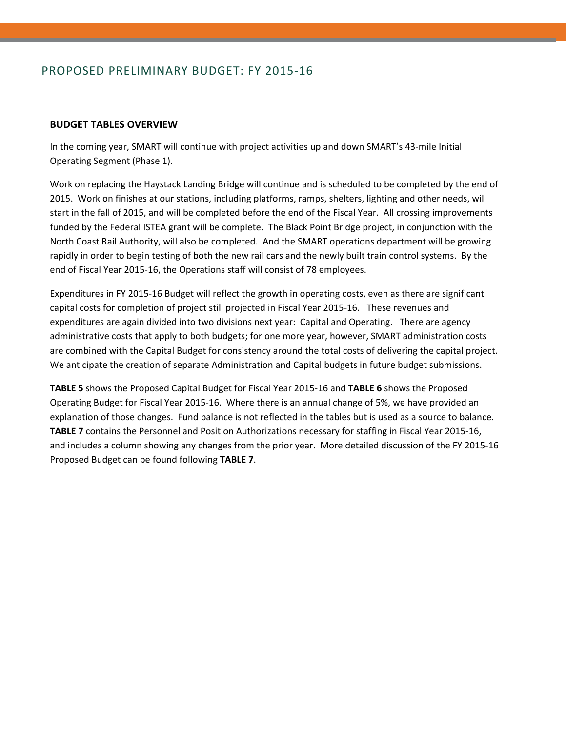# PROPOSED PRELIMINARY BUDGET: FY 2015-16

## BUDGET TABLES OVERVIEW

In the coming year, SMART will continue with project activities up and down SMART's 43-mile Initial Operating Segment (Phase 1).

Work on replacing the Haystack Landing Bridge will continue and is scheduled to be completed by the end of 2015. Work on finishes at our stations, including platforms, ramps, shelters, lighting and other needs, will start in the fall of 2015, and will be completed before the end of the Fiscal Year. All crossing improvements funded by the Federal ISTEA grant will be complete. The Black Point Bridge project, in conjunction with the North Coast Rail Authority, will also be completed. And the SMART operations department will be growing rapidly in order to begin testing of both the new rail cars and the newly built train control systems. By the end of Fiscal Year 2015-16, the Operations staff will consist of 78 employees.

Expenditures in FY 2015-16 Budget will reflect the growth in operating costs, even as there are significant capital costs for completion of project still projected in Fiscal Year 2015-16. These revenues and expenditures are again divided into two divisions next year: Capital and Operating. There are agency administrative costs that apply to both budgets; for one more year, however, SMART administration costs are combined with the Capital Budget for consistency around the total costs of delivering the capital project. We anticipate the creation of separate Administration and Capital budgets in future budget submissions.

**TABLE 5** shows the Proposed Capital Budget for Fiscal Year 2015-16 and **TABLE 6** shows the Proposed Operating Budget for Fiscal Year 2015-16. Where there is an annual change of 5%, we have provided an explanation of those changes. Fund balance is not reflected in the tables but is used as a source to balance. **TABLE 7** contains the Personnel and Position Authorizations necessary for staffing in Fiscal Year 2015-16, and includes a column showing any changes from the prior year. More detailed discussion of the FY 2015-16 Proposed Budget can be found following **TABLE 7**.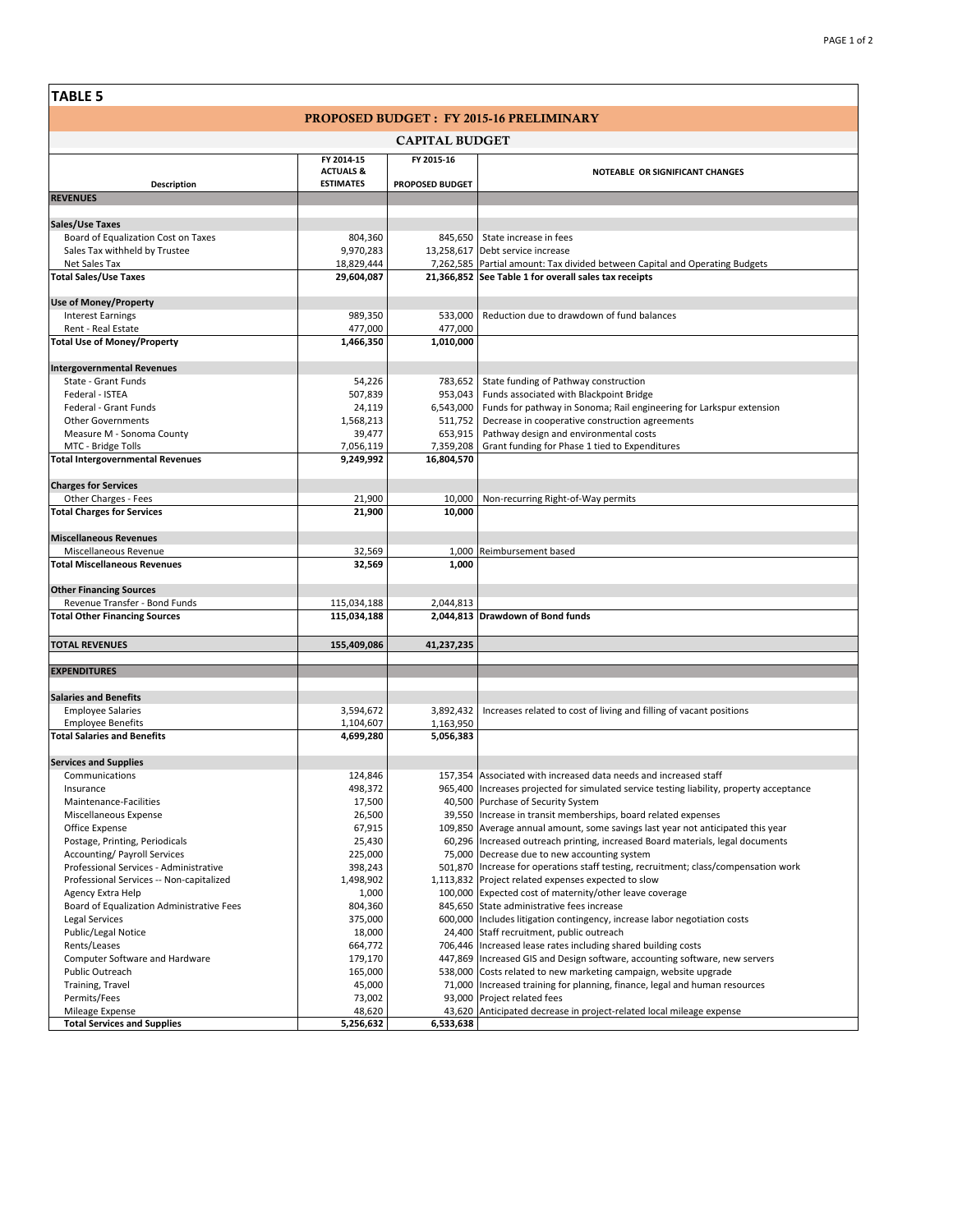## TABLE 5

### PROPOSED BUDGET : FY 2015-16 PRELIMINARY

### CAPITAL BUDGET

| Description | FY 2014-15 ACTUALS & ESTIMATES | FY 2015-16 PROPOSED BUDGET | NOTEABLE OR SIGNIFICANT CHANGES |
|---|---|---|---|
| **REVENUES** | | | |
| **Sales/Use Taxes** | | | |
| Board of Equalization Cost on Taxes | 804,360 | 845,650 | State increase in fees |
| Sales Tax withheld by Trustee | 9,970,283 | 13,258,617 | Debt service increase |
| Net Sales Tax | 18,829,444 | 7,262,585 | Partial amount: Tax divided between Capital and Operating Budgets |
| **Total Sales/Use Taxes** | **29,604,087** | **21,366,852** | **See Table 1 for overall sales tax receipts** |
| **Use of Money/Property** | | | |
| Interest Earnings | 989,350 | 533,000 | Reduction due to drawdown of fund balances |
| Rent - Real Estate | 477,000 | 477,000 | |
| **Total Use of Money/Property** | **1,466,350** | **1,010,000** | |
| **Intergovernmental Revenues** | | | |
| State - Grant Funds | 54,226 | 783,652 | State funding of Pathway construction |
| Federal - ISTEA | 507,839 | 953,043 | Funds associated with Blackpoint Bridge |
| Federal - Grant Funds | 24,119 | 6,543,000 | Funds for pathway in Sonoma; Rail engineering for Larkspur extension |
| Other Governments | 1,568,213 | 511,752 | Decrease in cooperative construction agreements |
| Measure M - Sonoma County | 39,477 | 653,915 | Pathway design and environmental costs |
| MTC - Bridge Tolls | 7,056,119 | 7,359,208 | Grant funding for Phase 1 tied to Expenditures |
| **Total Intergovernmental Revenues** | **9,249,992** | **16,804,570** | |
| **Charges for Services** | | | |
| Other Charges - Fees | 21,900 | 10,000 | Non-recurring Right-of-Way permits |
| **Total Charges for Services** | **21,900** | **10,000** | |
| **Miscellaneous Revenues** | | | |
| Miscellaneous Revenue | 32,569 | 1,000 | Reimbursement based |
| **Total Miscellaneous Revenues** | **32,569** | **1,000** | |
| **Other Financing Sources** | | | |
| Revenue Transfer - Bond Funds | 115,034,188 | 2,044,813 | |
| **Total Other Financing Sources** | **115,034,188** | **2,044,813** | **Drawdown of Bond funds** |
| **TOTAL REVENUES** | **155,409,086** | **41,237,235** | |
| **EXPENDITURES** | | | |
| **Salaries and Benefits** | | | |
| Employee Salaries | 3,594,672 | 3,892,432 | Increases related to cost of living and filling of vacant positions |
| Employee Benefits | 1,104,607 | 1,163,950 | |
| **Total Salaries and Benefits** | **4,699,280** | **5,056,383** | |
| **Services and Supplies** | | | |
| Communications | 124,846 | 157,354 | Associated with increased data needs and increased staff |
| Insurance | 498,372 | 965,400 | Increases projected for simulated service testing liability, property acceptance |
| Maintenance-Facilities | 17,500 | 40,500 | Purchase of Security System |
| Miscellaneous Expense | 26,500 | 39,550 | Increase in transit memberships, board related expenses |
| Office Expense | 67,915 | 109,850 | Average annual amount, some savings last year not anticipated this year |
| Postage, Printing, Periodicals | 25,430 | 60,296 | Increased outreach printing, increased Board materials, legal documents |
| Accounting/ Payroll Services | 225,000 | 75,000 | Decrease due to new accounting system |
| Professional Services - Administrative | 398,243 | 501,870 | Increase for operations staff testing, recruitment; class/compensation work |
| Professional Services -- Non-capitalized | 1,498,902 | 1,113,832 | Project related expenses expected to slow |
| Agency Extra Help | 1,000 | 100,000 | Expected cost of maternity/other leave coverage |
| Board of Equalization Administrative Fees | 804,360 | 845,650 | State administrative fees increase |
| Legal Services | 375,000 | 600,000 | Includes litigation contingency, increase labor negotiation costs |
| Public/Legal Notice | 18,000 | 24,400 | Staff recruitment, public outreach |
| Rents/Leases | 664,772 | 706,446 | Increased lease rates including shared building costs |
| Computer Software and Hardware | 179,170 | 447,869 | Increased GIS and Design software, accounting software, new servers |
| Public Outreach | 165,000 | 538,000 | Costs related to new marketing campaign, website upgrade |
| Training, Travel | 45,000 | 71,000 | Increased training for planning, finance, legal and human resources |
| Permits/Fees | 73,002 | 93,000 | Project related fees |
| Mileage Expense | 48,620 | 43,620 | Anticipated decrease in project-related local mileage expense |
| **Total Services and Supplies** | **5,256,632** | **6,533,638** | |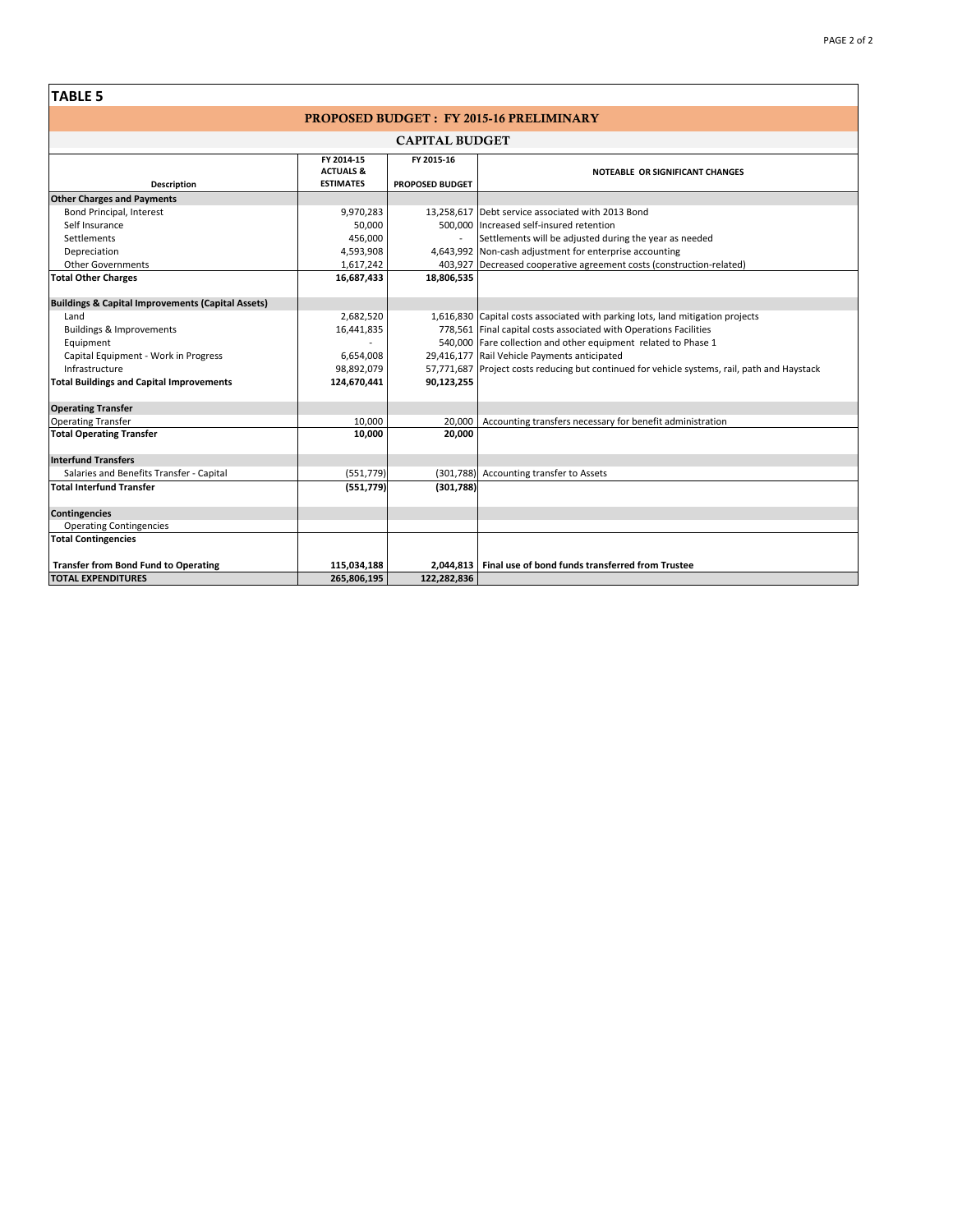## TABLE 5

### PROPOSED BUDGET : FY 2015-16 PRELIMINARY

### CAPITAL BUDGET

| Description | FY 2014-15 ACTUALS & ESTIMATES | FY 2015-16 PROPOSED BUDGET | NOTEABLE OR SIGNIFICANT CHANGES |
|---|---|---|---|
| **Other Charges and Payments** | | | |
| Bond Principal, Interest | 9,970,283 | 13,258,617 | Debt service associated with 2013 Bond |
| Self Insurance | 50,000 | 500,000 | Increased self-insured retention |
| Settlements | 456,000 | - | Settlements will be adjusted during the year as needed |
| Depreciation | 4,593,908 | 4,643,992 | Non-cash adjustment for enterprise accounting |
| Other Governments | 1,617,242 | 403,927 | Decreased cooperative agreement costs (construction-related) |
| **Total Other Charges** | **16,687,433** | **18,806,535** | |
| | | | |
| **Buildings & Capital Improvements (Capital Assets)** | | | |
| Land | 2,682,520 | 1,616,830 | Capital costs associated with parking lots, land mitigation projects |
| Buildings & Improvements | 16,441,835 | 778,561 | Final capital costs associated with Operations Facilities |
| Equipment | - | 540,000 | Fare collection and other equipment related to Phase 1 |
| Capital Equipment - Work in Progress | 6,654,008 | 29,416,177 | Rail Vehicle Payments anticipated |
| Infrastructure | 98,892,079 | 57,771,687 | Project costs reducing but continued for vehicle systems, rail, path and Haystack |
| **Total Buildings and Capital Improvements** | **124,670,441** | **90,123,255** | |
| | | | |
| **Operating Transfer** | | | |
| Operating Transfer | 10,000 | 20,000 | Accounting transfers necessary for benefit administration |
| **Total Operating Transfer** | **10,000** | **20,000** | |
| | | | |
| **Interfund Transfers** | | | |
| Salaries and Benefits Transfer - Capital | (551,779) | (301,788) | Accounting transfer to Assets |
| **Total Interfund Transfer** | **(551,779)** | **(301,788)** | |
| | | | |
| **Contingencies** | | | |
| Operating Contingencies | | | |
| **Total Contingencies** | | | |
| | | | |
| **Transfer from Bond Fund to Operating** | **115,034,188** | **2,044,813** | **Final use of bond funds transferred from Trustee** |
| **TOTAL EXPENDITURES** | **265,806,195** | **122,282,836** | |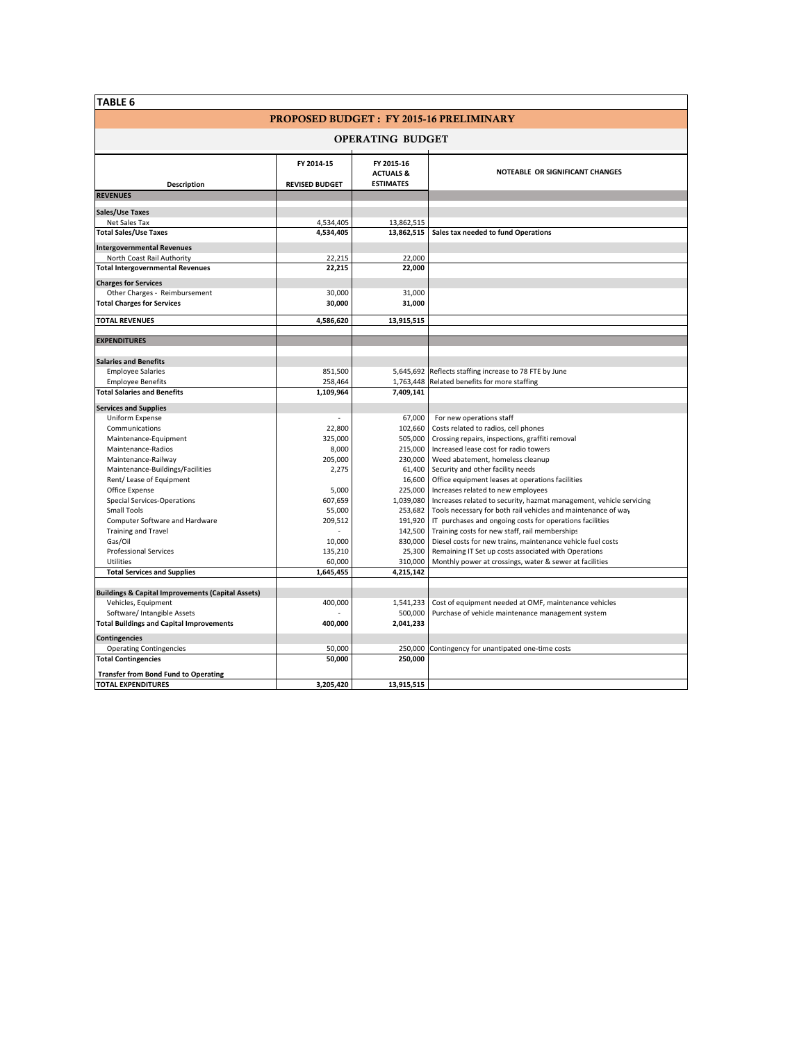**TABLE 6**

## PROPOSED BUDGET : FY 2015-16 PRELIMINARY

### OPERATING BUDGET

| Description | FY 2014-15 REVISED BUDGET | FY 2015-16 ACTUALS & ESTIMATES | NOTEABLE OR SIGNIFICANT CHANGES |
|---|---|---|---|
| **REVENUES** | | | |
| **Sales/Use Taxes** | | | |
| Net Sales Tax | 4,534,405 | 13,862,515 | |
| **Total Sales/Use Taxes** | **4,534,405** | **13,862,515** | **Sales tax needed to fund Operations** |
| **Intergovernmental Revenues** | | | |
| North Coast Rail Authority | 22,215 | 22,000 | |
| **Total Intergovernmental Revenues** | **22,215** | **22,000** | |
| **Charges for Services** | | | |
| Other Charges - Reimbursement | 30,000 | 31,000 | |
| **Total Charges for Services** | **30,000** | **31,000** | |
| **TOTAL REVENUES** | **4,586,620** | **13,915,515** | |
| **EXPENDITURES** | | | |
| **Salaries and Benefits** | | | |
| Employee Salaries | 851,500 | 5,645,692 | Reflects staffing increase to 78 FTE by June |
| Employee Benefits | 258,464 | 1,763,448 | Related benefits for more staffing |
| **Total Salaries and Benefits** | **1,109,964** | **7,409,141** | |
| **Services and Supplies** | | | |
| Uniform Expense | - | 67,000 | For new operations staff |
| Communications | 22,800 | 102,660 | Costs related to radios, cell phones |
| Maintenance-Equipment | 325,000 | 505,000 | Crossing repairs, inspections, graffiti removal |
| Maintenance-Radios | 8,000 | 215,000 | Increased lease cost for radio towers |
| Maintenance-Railway | 205,000 | 230,000 | Weed abatement, homeless cleanup |
| Maintenance-Buildings/Facilities | 2,275 | 61,400 | Security and other facility needs |
| Rent/ Lease of Equipment | | 16,600 | Office equipment leases at operations facilities |
| Office Expense | 5,000 | 225,000 | Increases related to new employees |
| Special Services-Operations | 607,659 | 1,039,080 | Increases related to security, hazmat management, vehicle servicing |
| Small Tools | 55,000 | 253,682 | Tools necessary for both rail vehicles and maintenance of way |
| Computer Software and Hardware | 209,512 | 191,920 | IT purchases and ongoing costs for operations facilities |
| Training and Travel | - | 142,500 | Training costs for new staff, rail memberships |
| Gas/Oil | 10,000 | 830,000 | Diesel costs for new trains, maintenance vehicle fuel costs |
| Professional Services | 135,210 | 25,300 | Remaining IT Set up costs associated with Operations |
| Utilities | 60,000 | 310,000 | Monthly power at crossings, water & sewer at facilities |
| **Total Services and Supplies** | **1,645,455** | **4,215,142** | |
| **Buildings & Capital Improvements (Capital Assets)** | | | |
| Vehicles, Equipment | 400,000 | 1,541,233 | Cost of equipment needed at OMF, maintenance vehicles |
| Software/ Intangible Assets | - | 500,000 | Purchase of vehicle maintenance management system |
| **Total Buildings and Capital Improvements** | **400,000** | **2,041,233** | |
| **Contingencies** | | | |
| Operating Contingencies | 50,000 | 250,000 | Contingency for unantipated one-time costs |
| **Total Contingencies** | **50,000** | **250,000** | |
| **Transfer from Bond Fund to Operating** | | | |
| **TOTAL EXPENDITURES** | **3,205,420** | **13,915,515** | |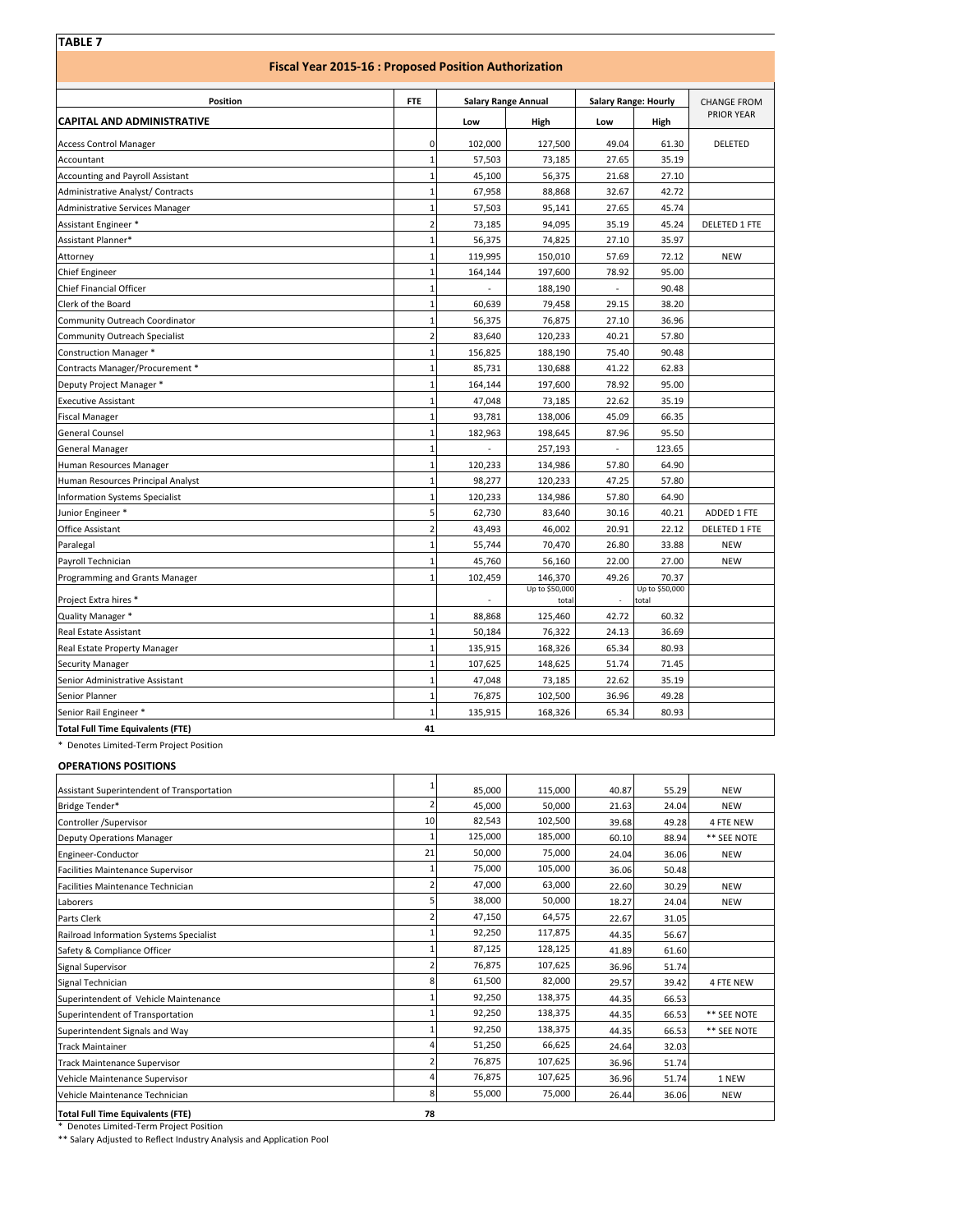**TABLE 7**

## Fiscal Year 2015-16 : Proposed Position Authorization

| Position | FTE | Salary Range Annual | | Salary Range: Hourly | | CHANGE FROM PRIOR YEAR |
|---|---|---|---|---|---|---|
| **CAPITAL AND ADMINISTRATIVE** | | Low | High | Low | High | |
| Access Control Manager | 0 | 102,000 | 127,500 | 49.04 | 61.30 | DELETED |
| Accountant | 1 | 57,503 | 73,185 | 27.65 | 35.19 | |
| Accounting and Payroll Assistant | 1 | 45,100 | 56,375 | 21.68 | 27.10 | |
| Administrative Analyst/ Contracts | 1 | 67,958 | 88,868 | 32.67 | 42.72 | |
| Administrative Services Manager | 1 | 57,503 | 95,141 | 27.65 | 45.74 | |
| Assistant Engineer * | 2 | 73,185 | 94,095 | 35.19 | 45.24 | DELETED 1 FTE |
| Assistant Planner* | 1 | 56,375 | 74,825 | 27.10 | 35.97 | |
| Attorney | 1 | 119,995 | 150,010 | 57.69 | 72.12 | NEW |
| Chief Engineer | 1 | 164,144 | 197,600 | 78.92 | 95.00 | |
| Chief Financial Officer | 1 | - | 188,190 | - | 90.48 | |
| Clerk of the Board | 1 | 60,639 | 79,458 | 29.15 | 38.20 | |
| Community Outreach Coordinator | 1 | 56,375 | 76,875 | 27.10 | 36.96 | |
| Community Outreach Specialist | 2 | 83,640 | 120,233 | 40.21 | 57.80 | |
| Construction Manager * | 1 | 156,825 | 188,190 | 75.40 | 90.48 | |
| Contracts Manager/Procurement * | 1 | 85,731 | 130,688 | 41.22 | 62.83 | |
| Deputy Project Manager * | 1 | 164,144 | 197,600 | 78.92 | 95.00 | |
| Executive Assistant | 1 | 47,048 | 73,185 | 22.62 | 35.19 | |
| Fiscal Manager | 1 | 93,781 | 138,006 | 45.09 | 66.35 | |
| General Counsel | 1 | 182,963 | 198,645 | 87.96 | 95.50 | |
| General Manager | 1 | - | 257,193 | - | 123.65 | |
| Human Resources Manager | 1 | 120,233 | 134,986 | 57.80 | 64.90 | |
| Human Resources Principal Analyst | 1 | 98,277 | 120,233 | 47.25 | 57.80 | |
| Information Systems Specialist | 1 | 120,233 | 134,986 | 57.80 | 64.90 | |
| Junior Engineer * | 5 | 62,730 | 83,640 | 30.16 | 40.21 | ADDED 1 FTE |
| Office Assistant | 2 | 43,493 | 46,002 | 20.91 | 22.12 | DELETED 1 FTE |
| Paralegal | 1 | 55,744 | 70,470 | 26.80 | 33.88 | NEW |
| Payroll Technician | 1 | 45,760 | 56,160 | 22.00 | 27.00 | NEW |
| Programming and Grants Manager | 1 | 102,459 | 146,370 | 49.26 | 70.37 | |
| Project Extra hires * | | - | Up to $50,000 total | - | Up to $50,000 total | |
| Quality Manager * | 1 | 88,868 | 125,460 | 42.72 | 60.32 | |
| Real Estate Assistant | 1 | 50,184 | 76,322 | 24.13 | 36.69 | |
| Real Estate Property Manager | 1 | 135,915 | 168,326 | 65.34 | 80.93 | |
| Security Manager | 1 | 107,625 | 148,625 | 51.74 | 71.45 | |
| Senior Administrative Assistant | 1 | 47,048 | 73,185 | 22.62 | 35.19 | |
| Senior Planner | 1 | 76,875 | 102,500 | 36.96 | 49.28 | |
| Senior Rail Engineer * | 1 | 135,915 | 168,326 | 65.34 | 80.93 | |
| **Total Full Time Equivalents (FTE)** | **41** | | | | | |

\* Denotes Limited-Term Project Position

**OPERATIONS POSITIONS**

| Position | FTE | Low | High | Low | High | CHANGE FROM PRIOR YEAR |
|---|---|---|---|---|---|---|
| Assistant Superintendent of Transportation | 1 | 85,000 | 115,000 | 40.87 | 55.29 | NEW |
| Bridge Tender* | 2 | 45,000 | 50,000 | 21.63 | 24.04 | NEW |
| Controller /Supervisor | 10 | 82,543 | 102,500 | 39.68 | 49.28 | 4 FTE NEW |
| Deputy Operations Manager | 1 | 125,000 | 185,000 | 60.10 | 88.94 | ** SEE NOTE |
| Engineer-Conductor | 21 | 50,000 | 75,000 | 24.04 | 36.06 | NEW |
| Facilities Maintenance Supervisor | 1 | 75,000 | 105,000 | 36.06 | 50.48 | |
| Facilities Maintenance Technician | 2 | 47,000 | 63,000 | 22.60 | 30.29 | NEW |
| Laborers | 5 | 38,000 | 50,000 | 18.27 | 24.04 | NEW |
| Parts Clerk | 2 | 47,150 | 64,575 | 22.67 | 31.05 | |
| Railroad Information Systems Specialist | 1 | 92,250 | 117,875 | 44.35 | 56.67 | |
| Safety & Compliance Officer | 1 | 87,125 | 128,125 | 41.89 | 61.60 | |
| Signal Supervisor | 2 | 76,875 | 107,625 | 36.96 | 51.74 | |
| Signal Technician | 8 | 61,500 | 82,000 | 29.57 | 39.42 | 4 FTE NEW |
| Superintendent of Vehicle Maintenance | 1 | 92,250 | 138,375 | 44.35 | 66.53 | |
| Superintendent of Transportation | 1 | 92,250 | 138,375 | 44.35 | 66.53 | ** SEE NOTE |
| Superintendent Signals and Way | 1 | 92,250 | 138,375 | 44.35 | 66.53 | ** SEE NOTE |
| Track Maintainer | 4 | 51,250 | 66,625 | 24.64 | 32.03 | |
| Track Maintenance Supervisor | 2 | 76,875 | 107,625 | 36.96 | 51.74 | |
| Vehicle Maintenance Supervisor | 4 | 76,875 | 107,625 | 36.96 | 51.74 | 1 NEW |
| Vehicle Maintenance Technician | 8 | 55,000 | 75,000 | 26.44 | 36.06 | NEW |
| **Total Full Time Equivalents (FTE)** | **78** | | | | | |

\* Denotes Limited-Term Project Position

\** Salary Adjusted to Reflect Industry Analysis and Application Pool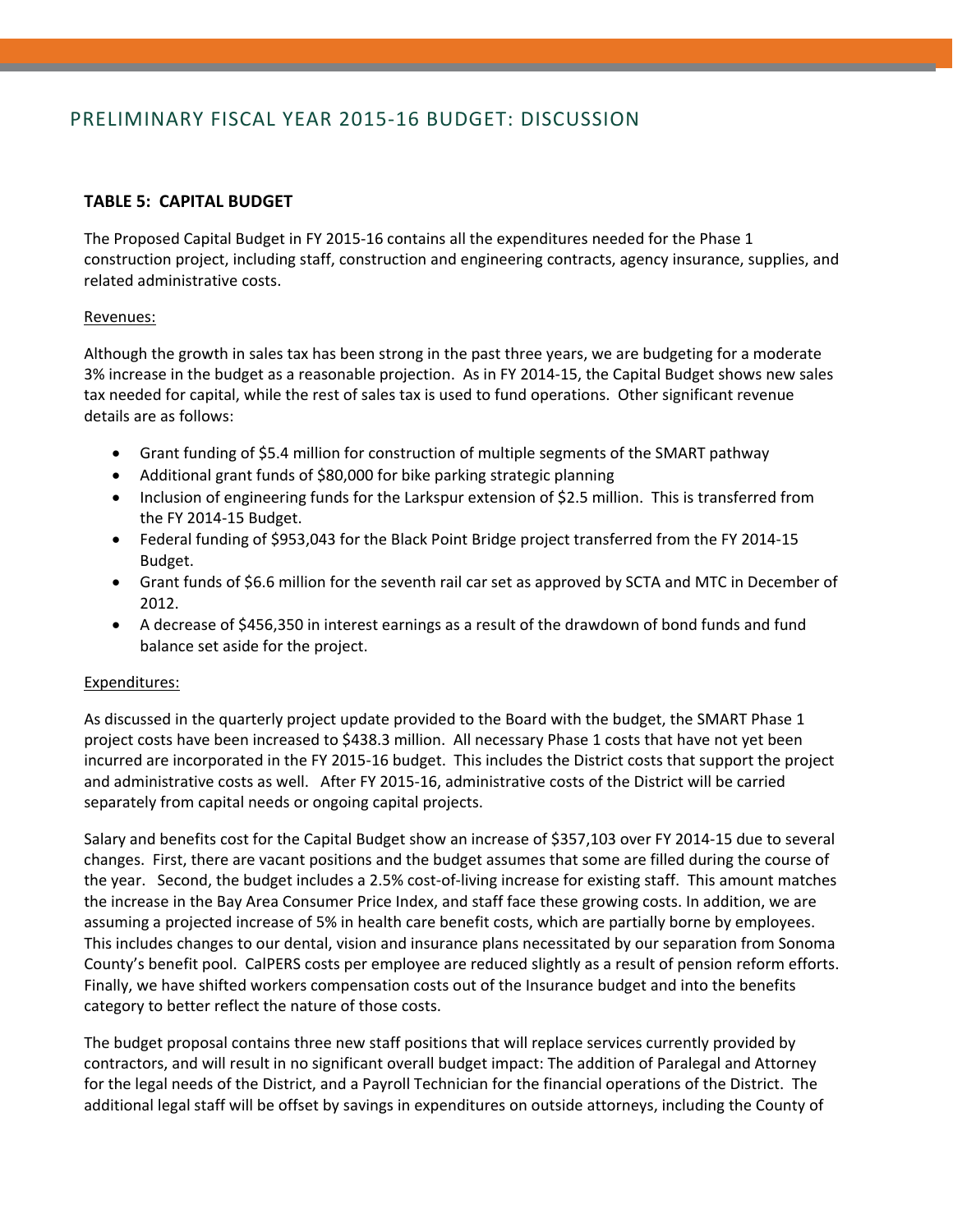# PRELIMINARY FISCAL YEAR 2015-16 BUDGET: DISCUSSION

## TABLE 5: CAPITAL BUDGET

The Proposed Capital Budget in FY 2015-16 contains all the expenditures needed for the Phase 1 construction project, including staff, construction and engineering contracts, agency insurance, supplies, and related administrative costs.

Revenues:

Although the growth in sales tax has been strong in the past three years, we are budgeting for a moderate 3% increase in the budget as a reasonable projection. As in FY 2014-15, the Capital Budget shows new sales tax needed for capital, while the rest of sales tax is used to fund operations. Other significant revenue details are as follows:

- Grant funding of $5.4 million for construction of multiple segments of the SMART pathway
- Additional grant funds of $80,000 for bike parking strategic planning
- Inclusion of engineering funds for the Larkspur extension of $2.5 million. This is transferred from the FY 2014-15 Budget.
- Federal funding of $953,043 for the Black Point Bridge project transferred from the FY 2014-15 Budget.
- Grant funds of $6.6 million for the seventh rail car set as approved by SCTA and MTC in December of 2012.
- A decrease of $456,350 in interest earnings as a result of the drawdown of bond funds and fund balance set aside for the project.

Expenditures:

As discussed in the quarterly project update provided to the Board with the budget, the SMART Phase 1 project costs have been increased to $438.3 million. All necessary Phase 1 costs that have not yet been incurred are incorporated in the FY 2015-16 budget. This includes the District costs that support the project and administrative costs as well. After FY 2015-16, administrative costs of the District will be carried separately from capital needs or ongoing capital projects.

Salary and benefits cost for the Capital Budget show an increase of $357,103 over FY 2014-15 due to several changes. First, there are vacant positions and the budget assumes that some are filled during the course of the year. Second, the budget includes a 2.5% cost-of-living increase for existing staff. This amount matches the increase in the Bay Area Consumer Price Index, and staff face these growing costs. In addition, we are assuming a projected increase of 5% in health care benefit costs, which are partially borne by employees. This includes changes to our dental, vision and insurance plans necessitated by our separation from Sonoma County's benefit pool. CalPERS costs per employee are reduced slightly as a result of pension reform efforts. Finally, we have shifted workers compensation costs out of the Insurance budget and into the benefits category to better reflect the nature of those costs.

The budget proposal contains three new staff positions that will replace services currently provided by contractors, and will result in no significant overall budget impact: The addition of Paralegal and Attorney for the legal needs of the District, and a Payroll Technician for the financial operations of the District. The additional legal staff will be offset by savings in expenditures on outside attorneys, including the County of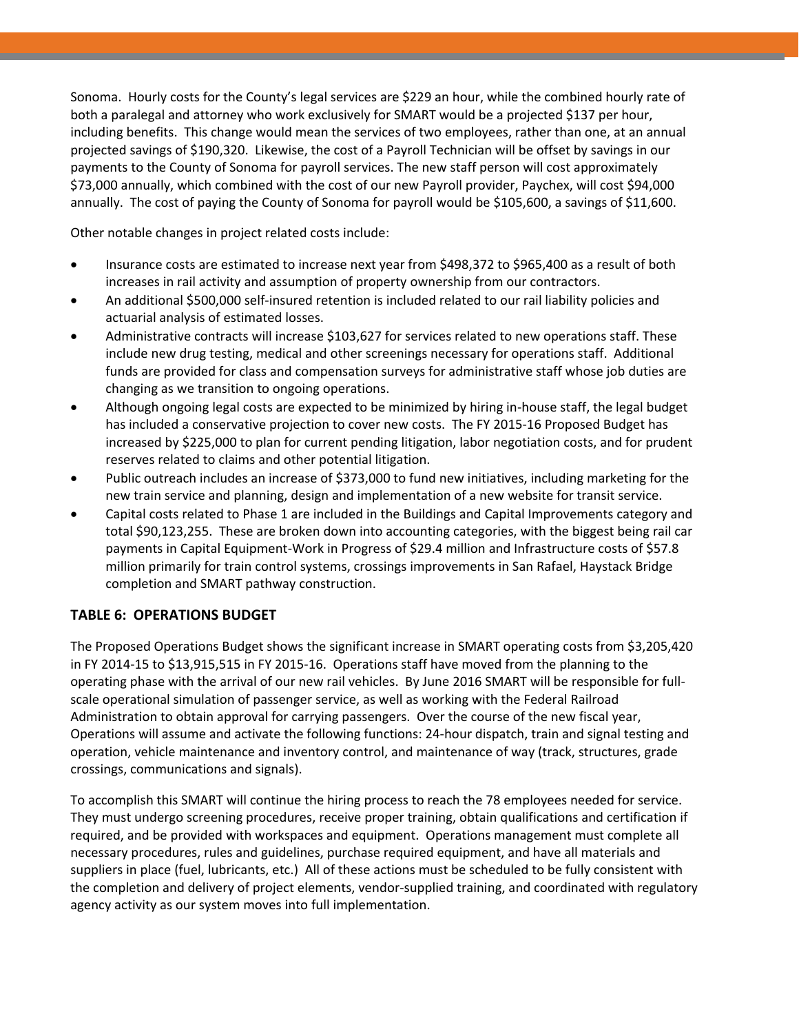Sonoma. Hourly costs for the County's legal services are $229 an hour, while the combined hourly rate of both a paralegal and attorney who work exclusively for SMART would be a projected $137 per hour, including benefits. This change would mean the services of two employees, rather than one, at an annual projected savings of $190,320. Likewise, the cost of a Payroll Technician will be offset by savings in our payments to the County of Sonoma for payroll services. The new staff person will cost approximately $73,000 annually, which combined with the cost of our new Payroll provider, Paychex, will cost $94,000 annually. The cost of paying the County of Sonoma for payroll would be $105,600, a savings of $11,600.

Other notable changes in project related costs include:

- Insurance costs are estimated to increase next year from $498,372 to $965,400 as a result of both increases in rail activity and assumption of property ownership from our contractors.
- An additional $500,000 self-insured retention is included related to our rail liability policies and actuarial analysis of estimated losses.
- Administrative contracts will increase $103,627 for services related to new operations staff. These include new drug testing, medical and other screenings necessary for operations staff. Additional funds are provided for class and compensation surveys for administrative staff whose job duties are changing as we transition to ongoing operations.
- Although ongoing legal costs are expected to be minimized by hiring in-house staff, the legal budget has included a conservative projection to cover new costs. The FY 2015-16 Proposed Budget has increased by $225,000 to plan for current pending litigation, labor negotiation costs, and for prudent reserves related to claims and other potential litigation.
- Public outreach includes an increase of $373,000 to fund new initiatives, including marketing for the new train service and planning, design and implementation of a new website for transit service.
- Capital costs related to Phase 1 are included in the Buildings and Capital Improvements category and total $90,123,255. These are broken down into accounting categories, with the biggest being rail car payments in Capital Equipment-Work in Progress of $29.4 million and Infrastructure costs of $57.8 million primarily for train control systems, crossings improvements in San Rafael, Haystack Bridge completion and SMART pathway construction.

### TABLE 6: OPERATIONS BUDGET

The Proposed Operations Budget shows the significant increase in SMART operating costs from $3,205,420 in FY 2014-15 to $13,915,515 in FY 2015-16. Operations staff have moved from the planning to the operating phase with the arrival of our new rail vehicles. By June 2016 SMART will be responsible for full-scale operational simulation of passenger service, as well as working with the Federal Railroad Administration to obtain approval for carrying passengers. Over the course of the new fiscal year, Operations will assume and activate the following functions: 24-hour dispatch, train and signal testing and operation, vehicle maintenance and inventory control, and maintenance of way (track, structures, grade crossings, communications and signals).

To accomplish this SMART will continue the hiring process to reach the 78 employees needed for service. They must undergo screening procedures, receive proper training, obtain qualifications and certification if required, and be provided with workspaces and equipment. Operations management must complete all necessary procedures, rules and guidelines, purchase required equipment, and have all materials and suppliers in place (fuel, lubricants, etc.) All of these actions must be scheduled to be fully consistent with the completion and delivery of project elements, vendor-supplied training, and coordinated with regulatory agency activity as our system moves into full implementation.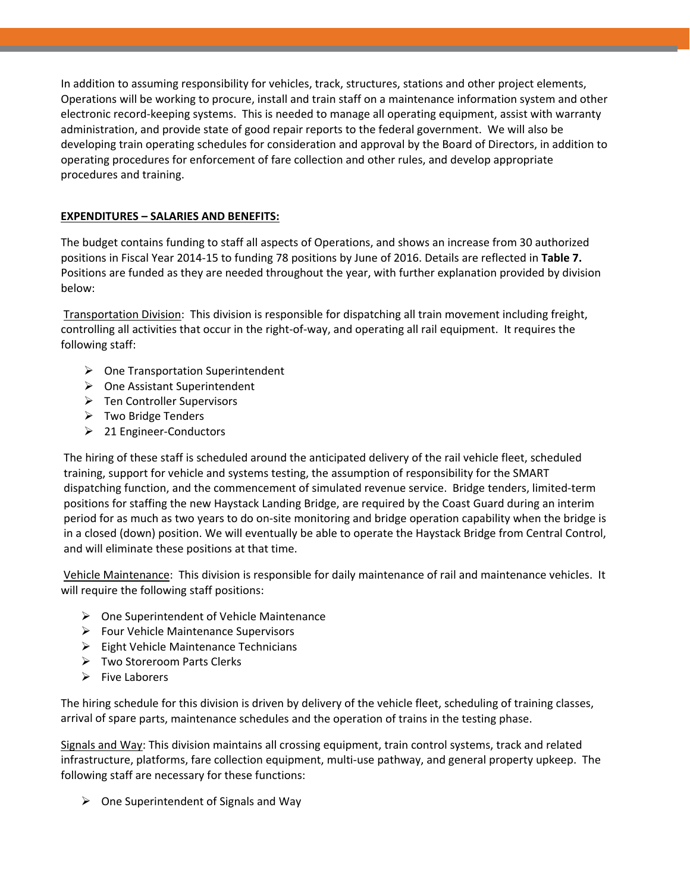In addition to assuming responsibility for vehicles, track, structures, stations and other project elements, Operations will be working to procure, install and train staff on a maintenance information system and other electronic record-keeping systems. This is needed to manage all operating equipment, assist with warranty administration, and provide state of good repair reports to the federal government. We will also be developing train operating schedules for consideration and approval by the Board of Directors, in addition to operating procedures for enforcement of fare collection and other rules, and develop appropriate procedures and training.

**EXPENDITURES – SALARIES AND BENEFITS:**

The budget contains funding to staff all aspects of Operations, and shows an increase from 30 authorized positions in Fiscal Year 2014-15 to funding 78 positions by June of 2016. Details are reflected in **Table 7.** Positions are funded as they are needed throughout the year, with further explanation provided by division below:

Transportation Division: This division is responsible for dispatching all train movement including freight, controlling all activities that occur in the right-of-way, and operating all rail equipment. It requires the following staff:

- One Transportation Superintendent
- One Assistant Superintendent
- Ten Controller Supervisors
- Two Bridge Tenders
- 21 Engineer-Conductors

The hiring of these staff is scheduled around the anticipated delivery of the rail vehicle fleet, scheduled training, support for vehicle and systems testing, the assumption of responsibility for the SMART dispatching function, and the commencement of simulated revenue service. Bridge tenders, limited-term positions for staffing the new Haystack Landing Bridge, are required by the Coast Guard during an interim period for as much as two years to do on-site monitoring and bridge operation capability when the bridge is in a closed (down) position. We will eventually be able to operate the Haystack Bridge from Central Control, and will eliminate these positions at that time.

Vehicle Maintenance: This division is responsible for daily maintenance of rail and maintenance vehicles. It will require the following staff positions:

- One Superintendent of Vehicle Maintenance
- Four Vehicle Maintenance Supervisors
- Eight Vehicle Maintenance Technicians
- Two Storeroom Parts Clerks
- Five Laborers

The hiring schedule for this division is driven by delivery of the vehicle fleet, scheduling of training classes, arrival of spare parts, maintenance schedules and the operation of trains in the testing phase.

Signals and Way: This division maintains all crossing equipment, train control systems, track and related infrastructure, platforms, fare collection equipment, multi-use pathway, and general property upkeep. The following staff are necessary for these functions:

- One Superintendent of Signals and Way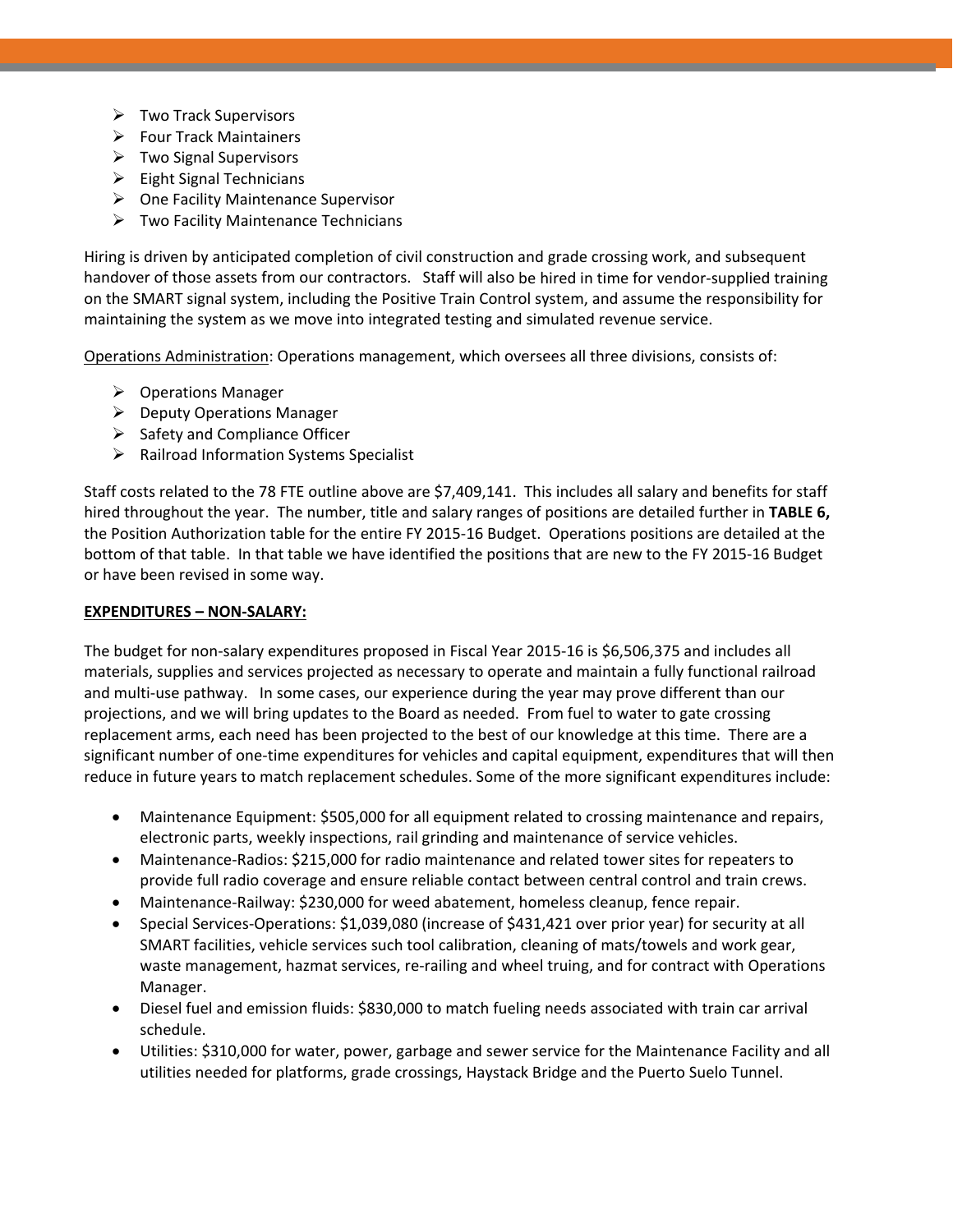- Two Track Supervisors
- Four Track Maintainers
- Two Signal Supervisors
- Eight Signal Technicians
- One Facility Maintenance Supervisor
- Two Facility Maintenance Technicians

Hiring is driven by anticipated completion of civil construction and grade crossing work, and subsequent handover of those assets from our contractors. Staff will also be hired in time for vendor-supplied training on the SMART signal system, including the Positive Train Control system, and assume the responsibility for maintaining the system as we move into integrated testing and simulated revenue service.

Operations Administration: Operations management, which oversees all three divisions, consists of:

- Operations Manager
- Deputy Operations Manager
- Safety and Compliance Officer
- Railroad Information Systems Specialist

Staff costs related to the 78 FTE outline above are $7,409,141. This includes all salary and benefits for staff hired throughout the year. The number, title and salary ranges of positions are detailed further in **TABLE 6,** the Position Authorization table for the entire FY 2015-16 Budget. Operations positions are detailed at the bottom of that table. In that table we have identified the positions that are new to the FY 2015-16 Budget or have been revised in some way.

**EXPENDITURES – NON-SALARY:**

The budget for non-salary expenditures proposed in Fiscal Year 2015-16 is $6,506,375 and includes all materials, supplies and services projected as necessary to operate and maintain a fully functional railroad and multi-use pathway. In some cases, our experience during the year may prove different than our projections, and we will bring updates to the Board as needed. From fuel to water to gate crossing replacement arms, each need has been projected to the best of our knowledge at this time. There are a significant number of one-time expenditures for vehicles and capital equipment, expenditures that will then reduce in future years to match replacement schedules. Some of the more significant expenditures include:

- Maintenance Equipment: $505,000 for all equipment related to crossing maintenance and repairs, electronic parts, weekly inspections, rail grinding and maintenance of service vehicles.
- Maintenance-Radios: $215,000 for radio maintenance and related tower sites for repeaters to provide full radio coverage and ensure reliable contact between central control and train crews.
- Maintenance-Railway: $230,000 for weed abatement, homeless cleanup, fence repair.
- Special Services-Operations: $1,039,080 (increase of $431,421 over prior year) for security at all SMART facilities, vehicle services such tool calibration, cleaning of mats/towels and work gear, waste management, hazmat services, re-railing and wheel truing, and for contract with Operations Manager.
- Diesel fuel and emission fluids: $830,000 to match fueling needs associated with train car arrival schedule.
- Utilities: $310,000 for water, power, garbage and sewer service for the Maintenance Facility and all utilities needed for platforms, grade crossings, Haystack Bridge and the Puerto Suelo Tunnel.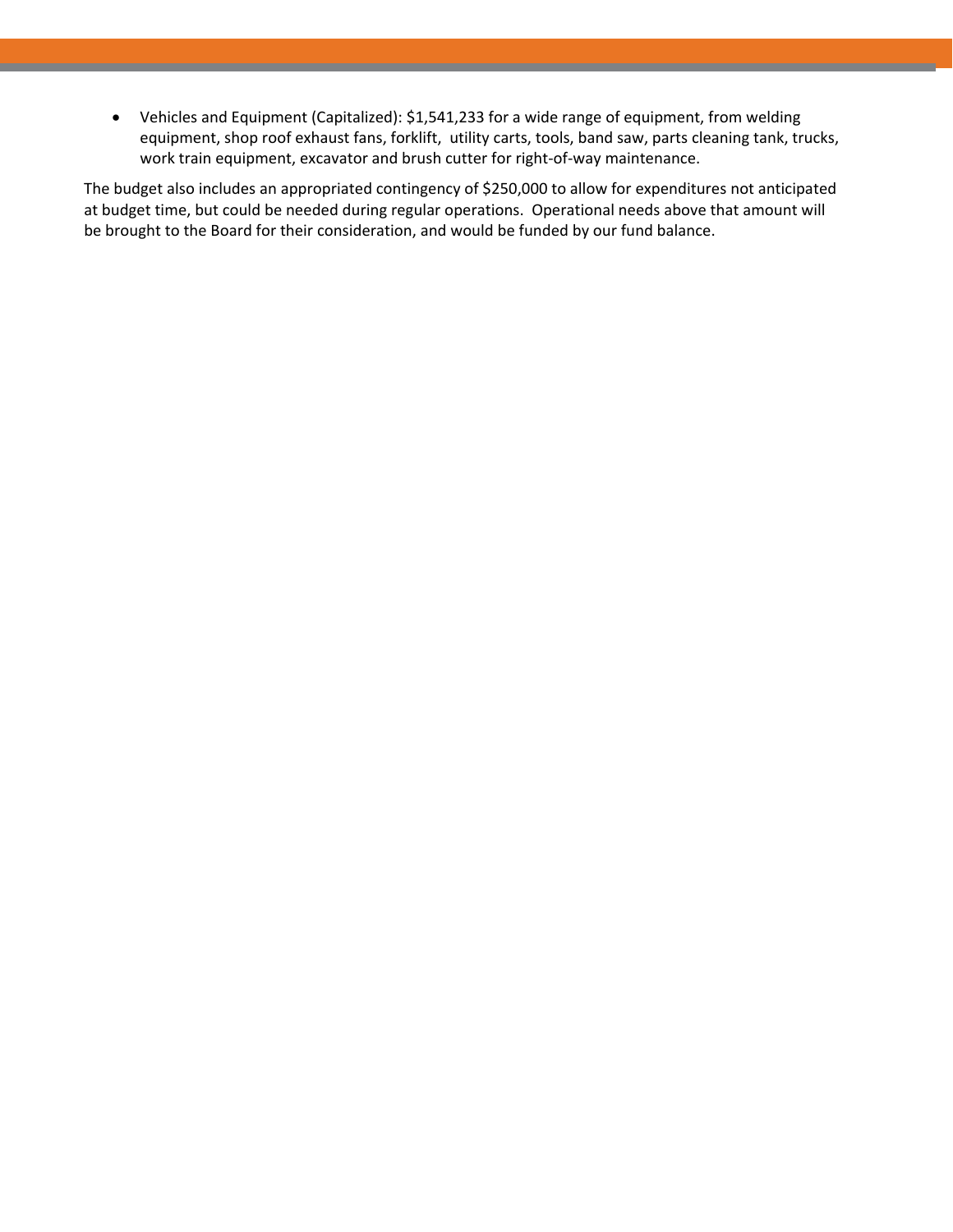- Vehicles and Equipment (Capitalized): $1,541,233 for a wide range of equipment, from welding equipment, shop roof exhaust fans, forklift, utility carts, tools, band saw, parts cleaning tank, trucks, work train equipment, excavator and brush cutter for right-of-way maintenance.

The budget also includes an appropriated contingency of $250,000 to allow for expenditures not anticipated at budget time, but could be needed during regular operations. Operational needs above that amount will be brought to the Board for their consideration, and would be funded by our fund balance.